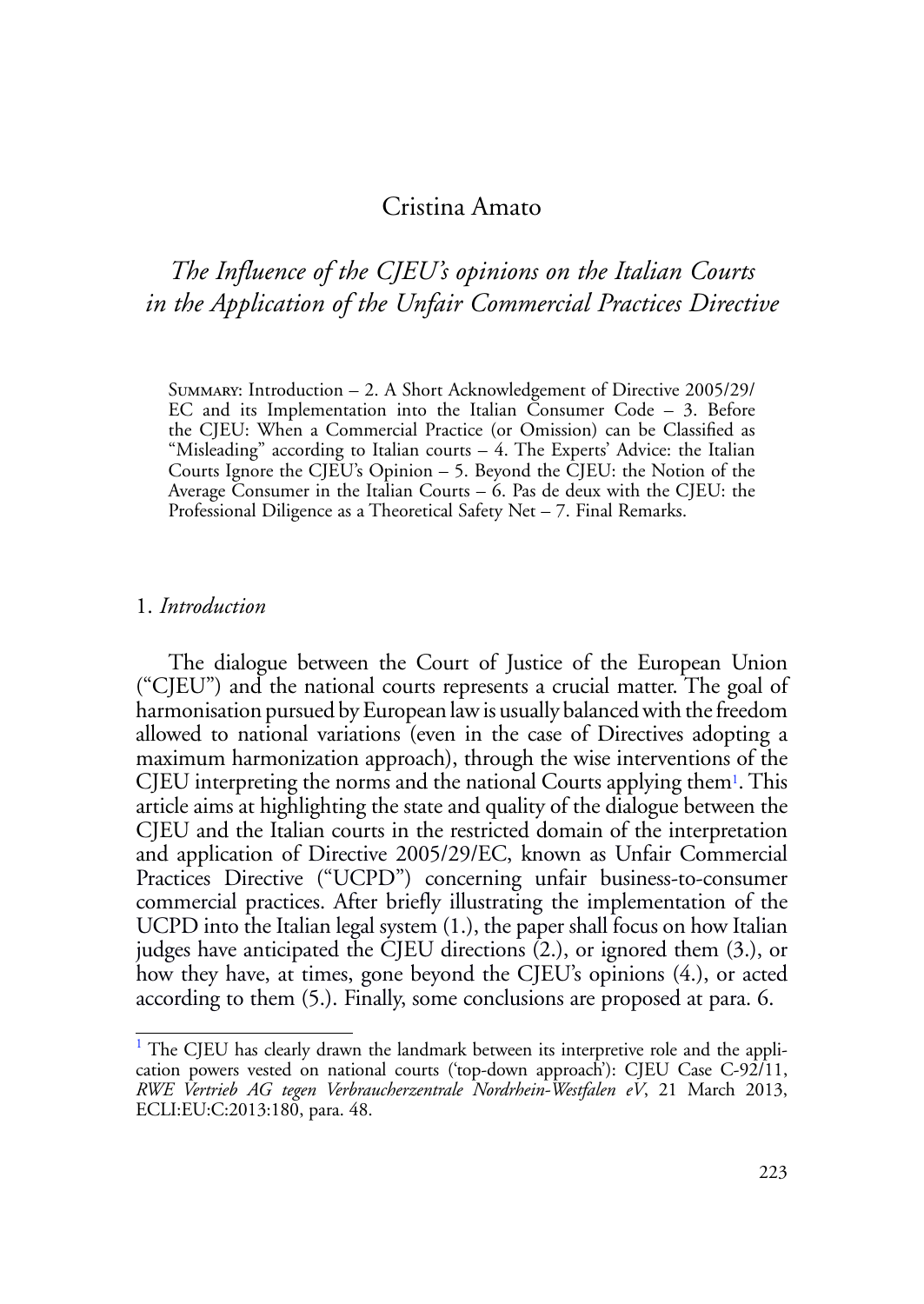Cristina Amato

# *The Influence of the CJEU's opinions on the Italian Courts in the Application of the Unfair Commercial Practices Directive*

Summary: Introduction – 2. A Short Acknowledgement of Directive 2005/29/EC and its Implementation into the Italian Consumer Code – 3. Before the CJEU: When a Commercial Practice (or Omission) can be Classified as "Misleading" according to Italian courts – 4. The Experts' Advice: the Italian Courts Ignore the CJEU's Opinion – 5. Beyond the CJEU: the Notion of the Average Consumer in the Italian Courts – 6. Pas de deux with the CJEU: the Professional Diligence as a Theoretical Safety Net – 7. Final Remarks.

## 1. *Introduction*

The dialogue between the Court of Justice of the European Union ("CJEU") and the national courts represents a crucial matter. The goal of harmonisation pursued by European law is usually balanced with the freedom allowed to national variations (even in the case of Directives adopting a maximum harmonization approach), through the wise interventions of the CJEU interpreting the norms and the national Courts applying them[1]. This article aims at highlighting the state and quality of the dialogue between the CJEU and the Italian courts in the restricted domain of the interpretation and application of Directive 2005/29/EC, known as Unfair Commercial Practices Directive ("UCPD") concerning unfair business-to-consumer commercial practices. After briefly illustrating the implementation of the UCPD into the Italian legal system (1.), the paper shall focus on how Italian judges have anticipated the CJEU directions (2.), or ignored them (3.), or how they have, at times, gone beyond the CJEU's opinions (4.), or acted according to them (5.). Finally, some conclusions are proposed at para. 6.

[1] The CJEU has clearly drawn the landmark between its interpretive role and the application powers vested on national courts ('top-down approach'): CJEU Case C-92/11, *RWE Vertrieb AG tegen Verbraucherzentrale Nordrhein-Westfalen eV*, 21 March 2013, ECLI:EU:C:2013:180, para. 48.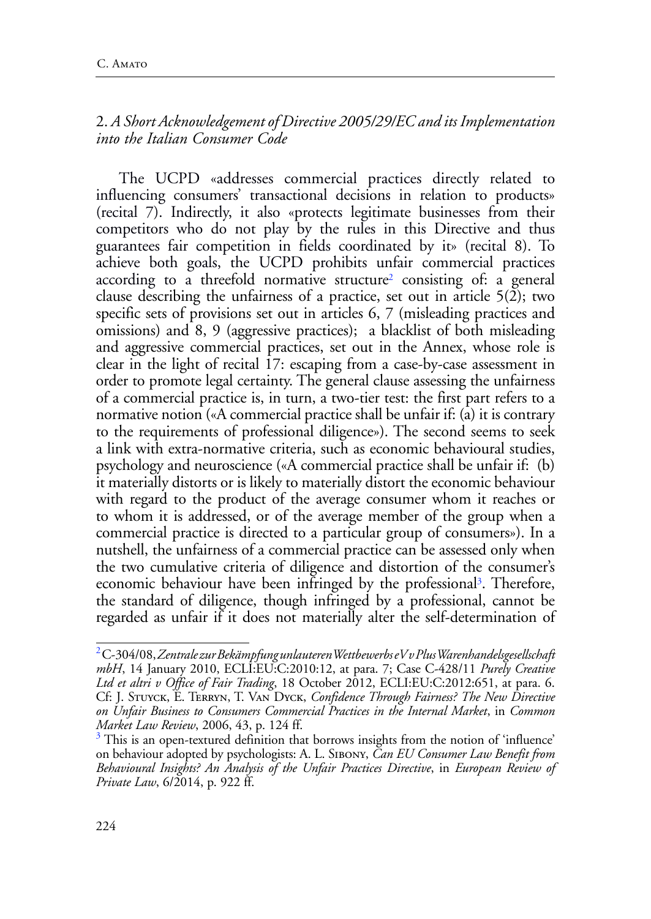## 2. *A Short Acknowledgement of Directive 2005/29/EC and its Implementation into the Italian Consumer Code*

The UCPD «addresses commercial practices directly related to influencing consumers' transactional decisions in relation to products» (recital 7). Indirectly, it also «protects legitimate businesses from their competitors who do not play by the rules in this Directive and thus guarantees fair competition in fields coordinated by it» (recital 8). To achieve both goals, the UCPD prohibits unfair commercial practices according to a threefold normative structure[2] consisting of: a general clause describing the unfairness of a practice, set out in article 5(2); two specific sets of provisions set out in articles 6, 7 (misleading practices and omissions) and 8, 9 (aggressive practices); a blacklist of both misleading and aggressive commercial practices, set out in the Annex, whose role is clear in the light of recital 17: escaping from a case-by-case assessment in order to promote legal certainty. The general clause assessing the unfairness of a commercial practice is, in turn, a two-tier test: the first part refers to a normative notion («A commercial practice shall be unfair if: (a) it is contrary to the requirements of professional diligence»). The second seems to seek a link with extra-normative criteria, such as economic behavioural studies, psychology and neuroscience («A commercial practice shall be unfair if: (b) it materially distorts or is likely to materially distort the economic behaviour with regard to the product of the average consumer whom it reaches or to whom it is addressed, or of the average member of the group when a commercial practice is directed to a particular group of consumers»). In a nutshell, the unfairness of a commercial practice can be assessed only when the two cumulative criteria of diligence and distortion of the consumer's economic behaviour have been infringed by the professional[3]. Therefore, the standard of diligence, though infringed by a professional, cannot be regarded as unfair if it does not materially alter the self-determination of

---

[2] C-304/08, *Zentrale zur Bekämpfung unlauteren Wettbewerbs eV v Plus Warenhandelsgesellschaft mbH*, 14 January 2010, ECLI:EU:C:2010:12, at para. 7; Case C-428/11 *Purely Creative Ltd et altri v Office of Fair Trading*, 18 October 2012, ECLI:EU:C:2012:651, at para. 6. Cf: J. Stuyck, E. Terryn, T. Van Dyck, *Confidence Through Fairness? The New Directive on Unfair Business to Consumers Commercial Practices in the Internal Market*, in *Common Market Law Review*, 2006, 43, p. 124 ff.

[3] This is an open-textured definition that borrows insights from the notion of 'influence' on behaviour adopted by psychologists: A. L. Sibony, *Can EU Consumer Law Benefit from Behavioural Insights? An Analysis of the Unfair Practices Directive*, in *European Review of Private Law*, 6/2014, p. 922 ff.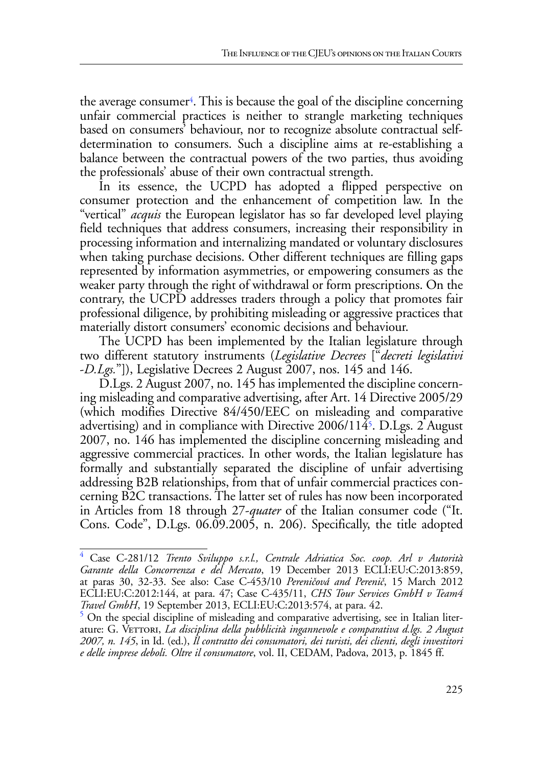the average consumer[4]. This is because the goal of the discipline concerning unfair commercial practices is neither to strangle marketing techniques based on consumers' behaviour, nor to recognize absolute contractual self-determination to consumers. Such a discipline aims at re-establishing a balance between the contractual powers of the two parties, thus avoiding the professionals' abuse of their own contractual strength.

In its essence, the UCPD has adopted a flipped perspective on consumer protection and the enhancement of competition law. In the "vertical" *acquis* the European legislator has so far developed level playing field techniques that address consumers, increasing their responsibility in processing information and internalizing mandated or voluntary disclosures when taking purchase decisions. Other different techniques are filling gaps represented by information asymmetries, or empowering consumers as the weaker party through the right of withdrawal or form prescriptions. On the contrary, the UCPD addresses traders through a policy that promotes fair professional diligence, by prohibiting misleading or aggressive practices that materially distort consumers' economic decisions and behaviour.

The UCPD has been implemented by the Italian legislature through two different statutory instruments (*Legislative Decrees* ["*decreti legislativi -D.Lgs.*"]), Legislative Decrees 2 August 2007, nos. 145 and 146.

D.Lgs. 2 August 2007, no. 145 has implemented the discipline concerning misleading and comparative advertising, after Art. 14 Directive 2005/29 (which modifies Directive 84/450/EEC on misleading and comparative advertising) and in compliance with Directive 2006/114[5]. D.Lgs. 2 August 2007, no. 146 has implemented the discipline concerning misleading and aggressive commercial practices. In other words, the Italian legislature has formally and substantially separated the discipline of unfair advertising addressing B2B relationships, from that of unfair commercial practices concerning B2C transactions. The latter set of rules has now been incorporated in Articles from 18 through 27-*quater* of the Italian consumer code ("It. Cons. Code", D.Lgs. 06.09.2005, n. 206). Specifically, the title adopted

---

[4] Case C-281/12 *Trento Sviluppo s.r.l., Centrale Adriatica Soc. coop. Arl v Autorità Garante della Concorrenza e del Mercato*, 19 December 2013 ECLI:EU:C:2013:859, at paras 30, 32-33. See also: Case C-453/10 *Pereničová and Perenič*, 15 March 2012 ECLI:EU:C:2012:144, at para. 47; Case C-435/11, *CHS Tour Services GmbH v Team4 Travel GmbH*, 19 September 2013, ECLI:EU:C:2013:574, at para. 42.

[5] On the special discipline of misleading and comparative advertising, see in Italian literature: G. Vettori, *La disciplina della pubblicità ingannevole e comparativa d.lgs. 2 August 2007, n. 145*, in Id. (ed.), *Il contratto dei consumatori, dei turisti, dei clienti, degli investitori e delle imprese deboli. Oltre il consumatore*, vol. II, CEDAM, Padova, 2013, p. 1845 ff.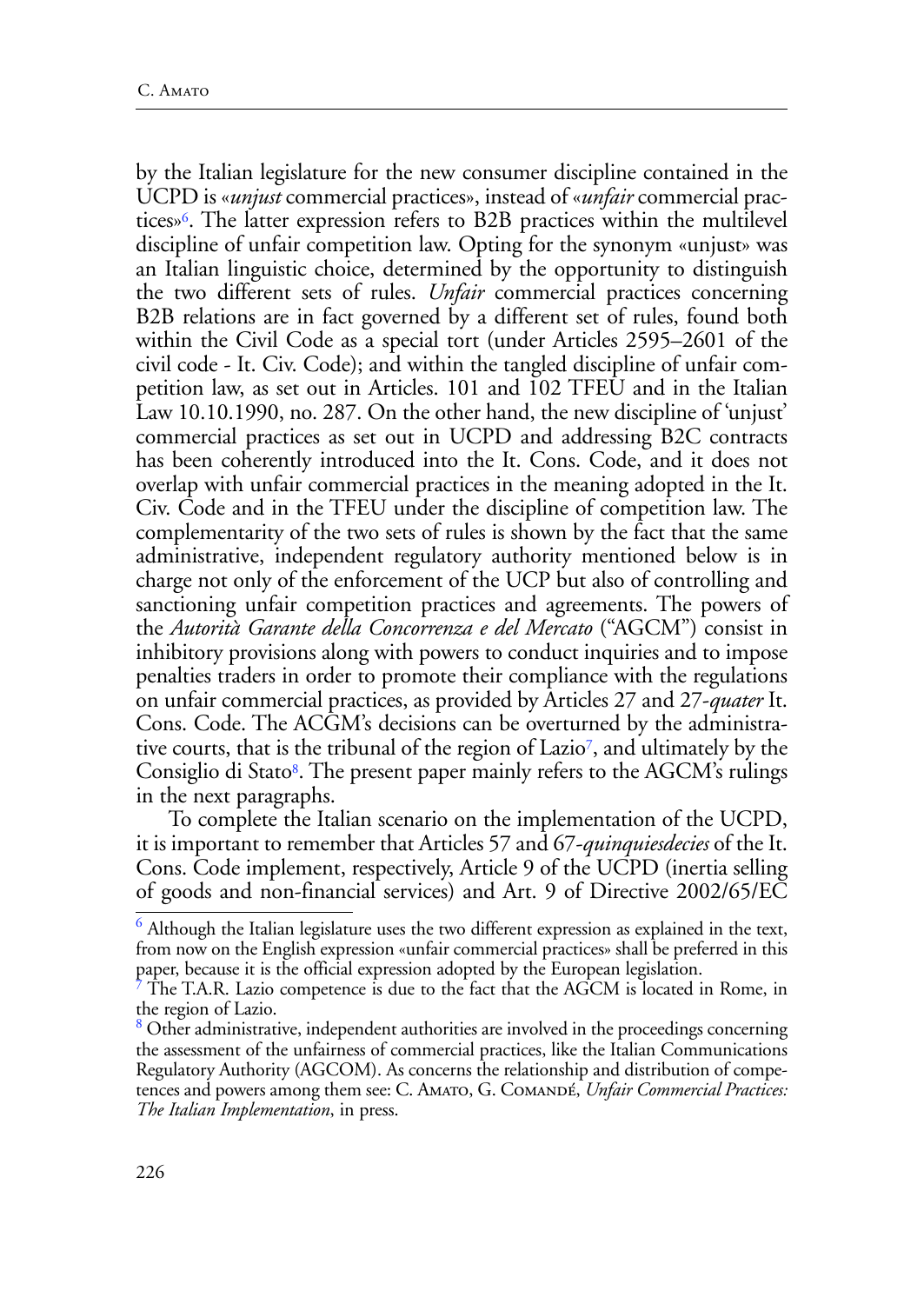by the Italian legislature for the new consumer discipline contained in the UCPD is «*unjust* commercial practices», instead of «*unfair* commercial practices»[6]. The latter expression refers to B2B practices within the multilevel discipline of unfair competition law. Opting for the synonym «unjust» was an Italian linguistic choice, determined by the opportunity to distinguish the two different sets of rules. *Unfair* commercial practices concerning B2B relations are in fact governed by a different set of rules, found both within the Civil Code as a special tort (under Articles 2595–2601 of the civil code - It. Civ. Code); and within the tangled discipline of unfair competition law, as set out in Articles. 101 and 102 TFEU and in the Italian Law 10.10.1990, no. 287. On the other hand, the new discipline of 'unjust' commercial practices as set out in UCPD and addressing B2C contracts has been coherently introduced into the It. Cons. Code, and it does not overlap with unfair commercial practices in the meaning adopted in the It. Civ. Code and in the TFEU under the discipline of competition law. The complementarity of the two sets of rules is shown by the fact that the same administrative, independent regulatory authority mentioned below is in charge not only of the enforcement of the UCP but also of controlling and sanctioning unfair competition practices and agreements. The powers of the *Autorità Garante della Concorrenza e del Mercato* ("AGCM") consist in inhibitory provisions along with powers to conduct inquiries and to impose penalties traders in order to promote their compliance with the regulations on unfair commercial practices, as provided by Articles 27 and 27-*quater* It. Cons. Code. The ACGM's decisions can be overturned by the administrative courts, that is the tribunal of the region of Lazio[7], and ultimately by the Consiglio di Stato[8]. The present paper mainly refers to the AGCM's rulings in the next paragraphs.

To complete the Italian scenario on the implementation of the UCPD, it is important to remember that Articles 57 and 67-*quinquiesdecies* of the It. Cons. Code implement, respectively, Article 9 of the UCPD (inertia selling of goods and non-financial services) and Art. 9 of Directive 2002/65/EC

---

[6] Although the Italian legislature uses the two different expression as explained in the text, from now on the English expression «unfair commercial practices» shall be preferred in this paper, because it is the official expression adopted by the European legislation.

[7] The T.A.R. Lazio competence is due to the fact that the AGCM is located in Rome, in the region of Lazio.

[8] Other administrative, independent authorities are involved in the proceedings concerning the assessment of the unfairness of commercial practices, like the Italian Communications Regulatory Authority (AGCOM). As concerns the relationship and distribution of competences and powers among them see: C. Amato, G. Comandé, *Unfair Commercial Practices: The Italian Implementation*, in press.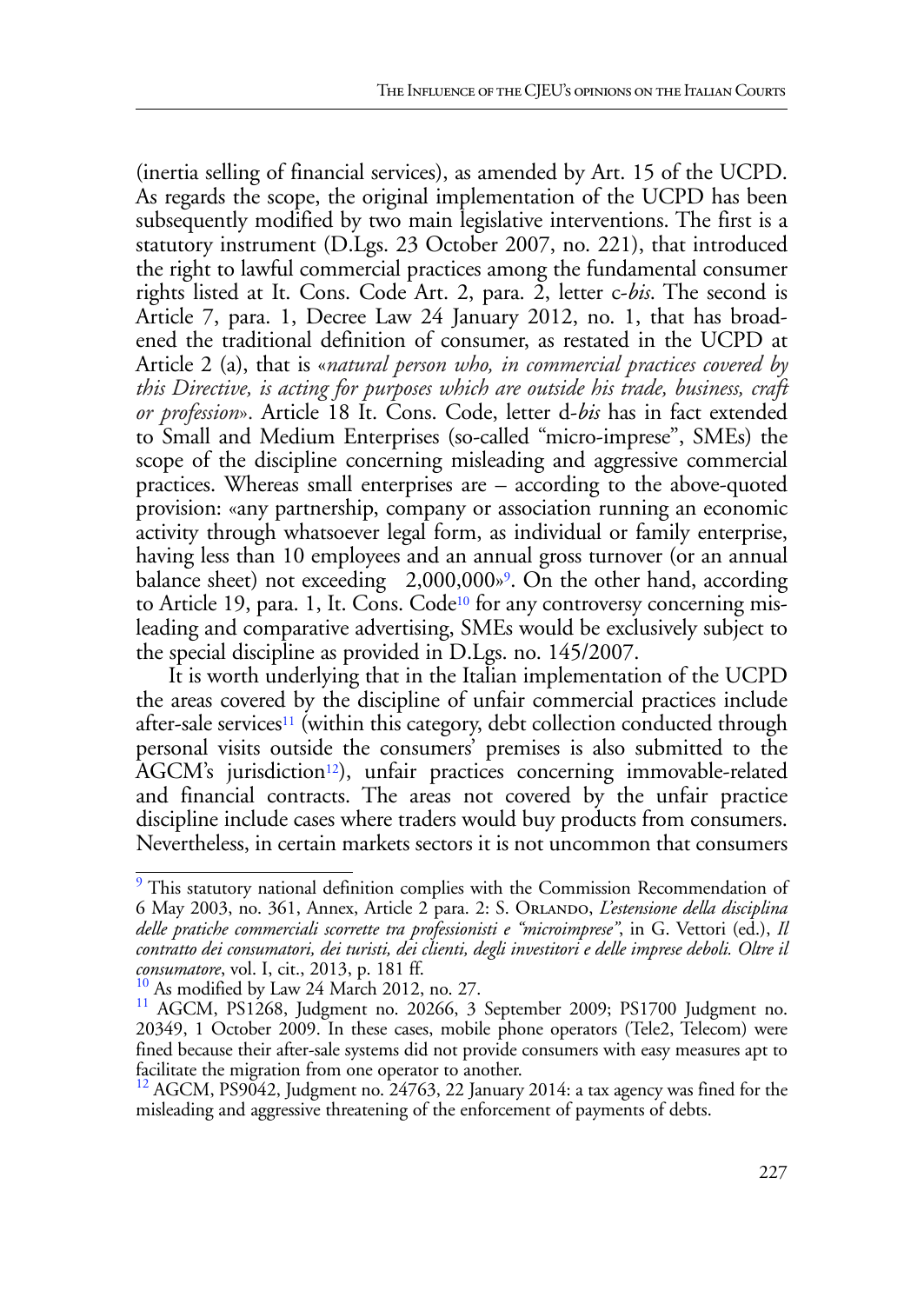(inertia selling of financial services), as amended by Art. 15 of the UCPD. As regards the scope, the original implementation of the UCPD has been subsequently modified by two main legislative interventions. The first is a statutory instrument (D.Lgs. 23 October 2007, no. 221), that introduced the right to lawful commercial practices among the fundamental consumer rights listed at It. Cons. Code Art. 2, para. 2, letter c-*bis*. The second is Article 7, para. 1, Decree Law 24 January 2012, no. 1, that has broadened the traditional definition of consumer, as restated in the UCPD at Article 2 (a), that is «*natural person who, in commercial practices covered by this Directive, is acting for purposes which are outside his trade, business, craft or profession*». Article 18 It. Cons. Code, letter d-*bis* has in fact extended to Small and Medium Enterprises (so-called "micro-imprese", SMEs) the scope of the discipline concerning misleading and aggressive commercial practices. Whereas small enterprises are – according to the above-quoted provision: «any partnership, company or association running an economic activity through whatsoever legal form, as individual or family enterprise, having less than 10 employees and an annual gross turnover (or an annual balance sheet) not exceeding 2,000,000»[9]. On the other hand, according to Article 19, para. 1, It. Cons. Code[10] for any controversy concerning misleading and comparative advertising, SMEs would be exclusively subject to the special discipline as provided in D.Lgs. no. 145/2007.

It is worth underlying that in the Italian implementation of the UCPD the areas covered by the discipline of unfair commercial practices include after-sale services[11] (within this category, debt collection conducted through personal visits outside the consumers' premises is also submitted to the AGCM's jurisdiction[12]), unfair practices concerning immovable-related and financial contracts. The areas not covered by the unfair practice discipline include cases where traders would buy products from consumers. Nevertheless, in certain markets sectors it is not uncommon that consumers

---

[9] This statutory national definition complies with the Commission Recommendation of 6 May 2003, no. 361, Annex, Article 2 para. 2: S. Orlando, *L'estensione della disciplina delle pratiche commerciali scorrette tra professionisti e "microimprese"*, in G. Vettori (ed.), *Il contratto dei consumatori, dei turisti, dei clienti, degli investitori e delle imprese deboli. Oltre il consumatore*, vol. I, cit., 2013, p. 181 ff.

[10] As modified by Law 24 March 2012, no. 27.

[11] AGCM, PS1268, Judgment no. 20266, 3 September 2009; PS1700 Judgment no. 20349, 1 October 2009. In these cases, mobile phone operators (Tele2, Telecom) were fined because their after-sale systems did not provide consumers with easy measures apt to facilitate the migration from one operator to another.

[12] AGCM, PS9042, Judgment no. 24763, 22 January 2014: a tax agency was fined for the misleading and aggressive threatening of the enforcement of payments of debts.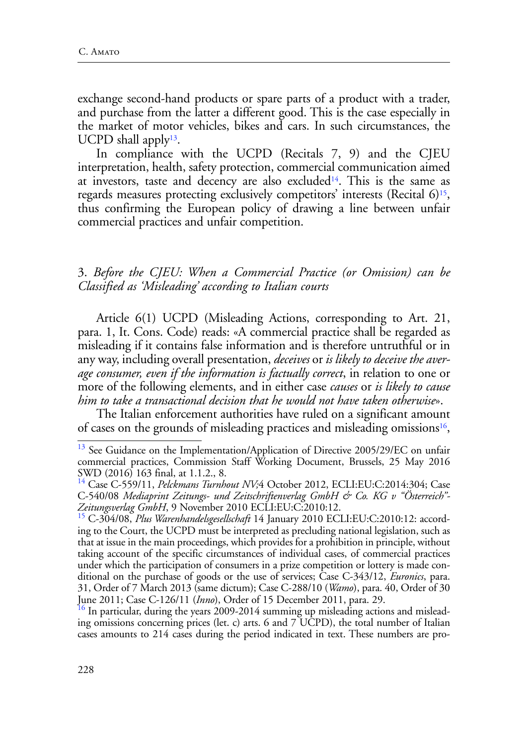exchange second-hand products or spare parts of a product with a trader, and purchase from the latter a different good. This is the case especially in the market of motor vehicles, bikes and cars. In such circumstances, the UCPD shall apply[13].

In compliance with the UCPD (Recitals 7, 9) and the CJEU interpretation, health, safety protection, commercial communication aimed at investors, taste and decency are also excluded[14]. This is the same as regards measures protecting exclusively competitors' interests (Recital 6)[15], thus confirming the European policy of drawing a line between unfair commercial practices and unfair competition.

## 3. *Before the CJEU: When a Commercial Practice (or Omission) can be Classified as 'Misleading' according to Italian courts*

Article 6(1) UCPD (Misleading Actions, corresponding to Art. 21, para. 1, It. Cons. Code) reads: «A commercial practice shall be regarded as misleading if it contains false information and is therefore untruthful or in any way, including overall presentation, *deceives* or *is likely to deceive the average consumer, even if the information is factually correct*, in relation to one or more of the following elements, and in either case *causes* or *is likely to cause him to take a transactional decision that he would not have taken otherwise*».

The Italian enforcement authorities have ruled on a significant amount of cases on the grounds of misleading practices and misleading omissions[16],

---

[13] See Guidance on the Implementation/Application of Directive 2005/29/EC on unfair commercial practices, Commission Staff Working Document, Brussels, 25 May 2016 SWD (2016) 163 final, at 1.1.2., 8.

[14] Case C-559/11, *Pelckmans Turnhout NV;*4 October 2012, ECLI:EU:C:2014:304; Case C-540/08 *Mediaprint Zeitungs- und Zeitschriftenverlag GmbH & Co. KG v "Österreich"-Zeitungsverlag GmbH*, 9 November 2010 ECLI:EU:C:2010:12.

[15] C-304/08, *Plus Warenhandelsgesellschaft* 14 January 2010 ECLI:EU:C:2010:12: according to the Court, the UCPD must be interpreted as precluding national legislation, such as that at issue in the main proceedings, which provides for a prohibition in principle, without taking account of the specific circumstances of individual cases, of commercial practices under which the participation of consumers in a prize competition or lottery is made conditional on the purchase of goods or the use of services; Case C-343/12, *Euronics*, para. 31, Order of 7 March 2013 (same dictum); Case C-288/10 (*Wamo*), para. 40, Order of 30 June 2011; Case C-126/11 (*Inno*), Order of 15 December 2011, para. 29.

[16] In particular, during the years 2009-2014 summing up misleading actions and misleading omissions concerning prices (let. c) arts. 6 and 7 UCPD), the total number of Italian cases amounts to 214 cases during the period indicated in text. These numbers are pro-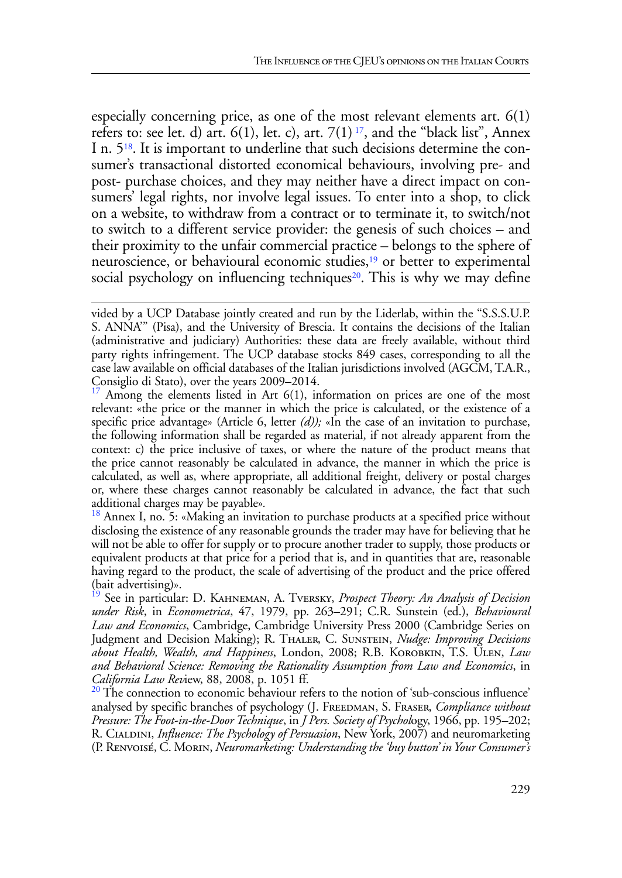especially concerning price, as one of the most relevant elements art. 6(1) refers to: see let. d) art. 6(1), let. c), art. 7(1) [17], and the "black list", Annex I n. 5[18]. It is important to underline that such decisions determine the consumer's transactional distorted economical behaviours, involving pre- and post- purchase choices, and they may neither have a direct impact on consumers' legal rights, nor involve legal issues. To enter into a shop, to click on a website, to withdraw from a contract or to terminate it, to switch/not to switch to a different service provider: the genesis of such choices – and their proximity to the unfair commercial practice – belongs to the sphere of neuroscience, or behavioural economic studies,[19] or better to experimental social psychology on influencing techniques[20]. This is why we may define

---

vided by a UCP Database jointly created and run by the Liderlab, within the "S.S.S.U.P. S. ANNA'" (Pisa), and the University of Brescia. It contains the decisions of the Italian (administrative and judiciary) Authorities: these data are freely available, without third party rights infringement. The UCP database stocks 849 cases, corresponding to all the case law available on official databases of the Italian jurisdictions involved (AGCM, T.A.R., Consiglio di Stato), over the years 2009–2014.

[17] Among the elements listed in Art 6(1), information on prices are one of the most relevant: «the price or the manner in which the price is calculated, or the existence of a specific price advantage» (Article 6, letter *(d))*; «In the case of an invitation to purchase, the following information shall be regarded as material, if not already apparent from the context: c) the price inclusive of taxes, or where the nature of the product means that the price cannot reasonably be calculated in advance, the manner in which the price is calculated, as well as, where appropriate, all additional freight, delivery or postal charges or, where these charges cannot reasonably be calculated in advance, the fact that such additional charges may be payable».

[18] Annex I, no. 5: «Making an invitation to purchase products at a specified price without disclosing the existence of any reasonable grounds the trader may have for believing that he will not be able to offer for supply or to procure another trader to supply, those products or equivalent products at that price for a period that is, and in quantities that are, reasonable having regard to the product, the scale of advertising of the product and the price offered (bait advertising)».

[19] See in particular: D. Kahneman, A. Tversky, *Prospect Theory: An Analysis of Decision under Risk*, in *Econometrica*, 47, 1979, pp. 263–291; C.R. Sunstein (ed.), *Behavioural Law and Economics*, Cambridge, Cambridge University Press 2000 (Cambridge Series on Judgment and Decision Making); R. Thaler, C. Sunstein, *Nudge: Improving Decisions about Health, Wealth, and Happiness*, London, 2008; R.B. Korobkin, T.S. Ulen, *Law and Behavioral Science: Removing the Rationality Assumption from Law and Economics*, in *California Law Rev*iew, 88, 2008, p. 1051 ff.

[20] The connection to economic behaviour refers to the notion of 'sub-conscious influence' analysed by specific branches of psychology (J. Freedman, S. Fraser, *Compliance without Pressure: The Foot-in-the-Door Technique*, in *J Pers. Society of Psycho*logy, 1966, pp. 195–202; R. Cialdini, *Influence: The Psychology of Persuasion*, New York, 2007) and neuromarketing (P. Renvoisé, C. Morin, *Neuromarketing: Understanding the 'buy button' in Your Consumer's*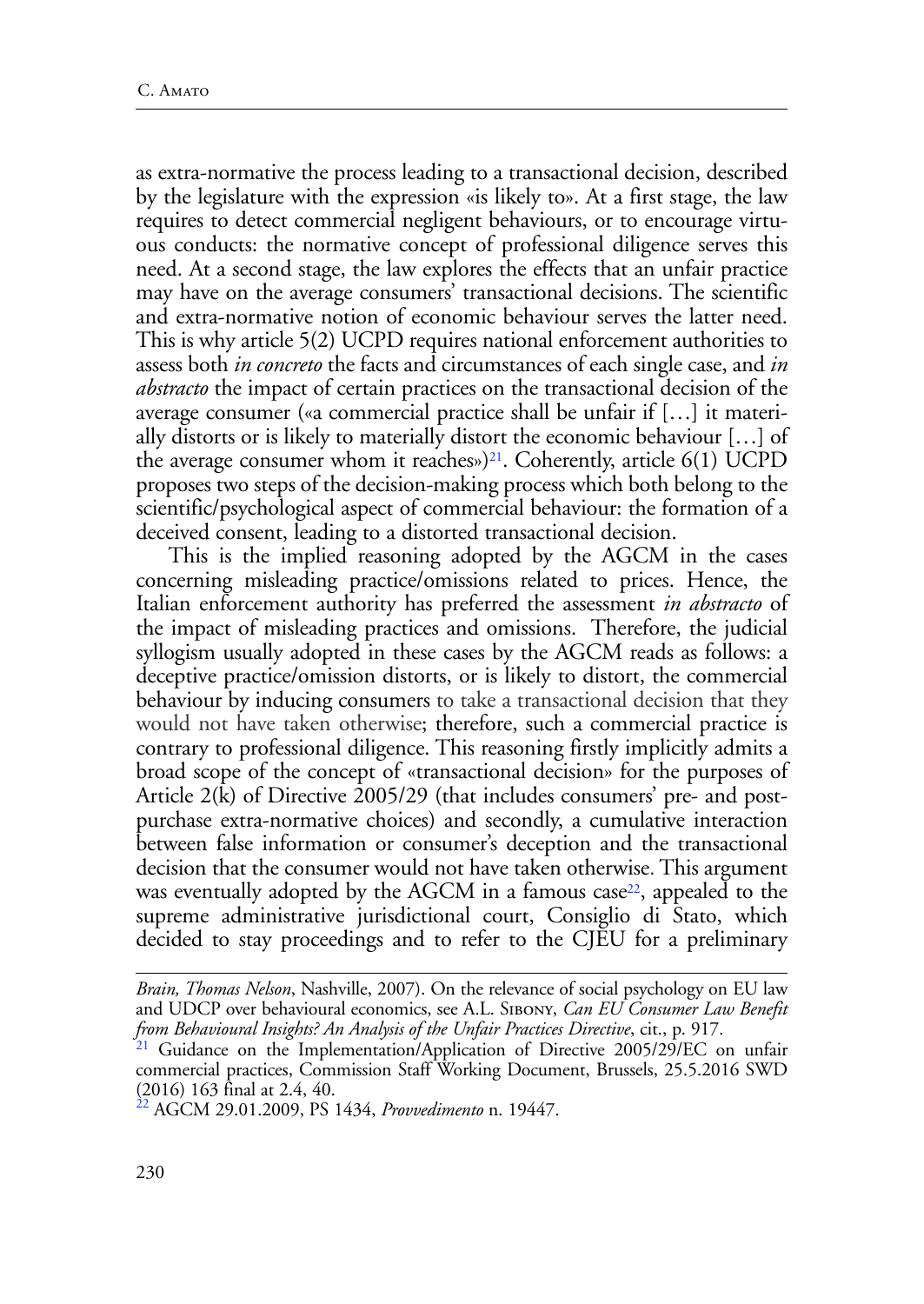as extra-normative the process leading to a transactional decision, described by the legislature with the expression «is likely to». At a first stage, the law requires to detect commercial negligent behaviours, or to encourage virtuous conducts: the normative concept of professional diligence serves this need. At a second stage, the law explores the effects that an unfair practice may have on the average consumers' transactional decisions. The scientific and extra-normative notion of economic behaviour serves the latter need. This is why article 5(2) UCPD requires national enforcement authorities to assess both *in concreto* the facts and circumstances of each single case, and *in abstracto* the impact of certain practices on the transactional decision of the average consumer («a commercial practice shall be unfair if […] it materially distorts or is likely to materially distort the economic behaviour […] of the average consumer whom it reaches»)[21]. Coherently, article 6(1) UCPD proposes two steps of the decision-making process which both belong to the scientific/psychological aspect of commercial behaviour: the formation of a deceived consent, leading to a distorted transactional decision.

This is the implied reasoning adopted by the AGCM in the cases concerning misleading practice/omissions related to prices. Hence, the Italian enforcement authority has preferred the assessment *in abstracto* of the impact of misleading practices and omissions. Therefore, the judicial syllogism usually adopted in these cases by the AGCM reads as follows: a deceptive practice/omission distorts, or is likely to distort, the commercial behaviour by inducing consumers to take a transactional decision that they would not have taken otherwise; therefore, such a commercial practice is contrary to professional diligence. This reasoning firstly implicitly admits a broad scope of the concept of «transactional decision» for the purposes of Article 2(k) of Directive 2005/29 (that includes consumers' pre- and post-purchase extra-normative choices) and secondly, a cumulative interaction between false information or consumer's deception and the transactional decision that the consumer would not have taken otherwise. This argument was eventually adopted by the AGCM in a famous case[22], appealed to the supreme administrative jurisdictional court, Consiglio di Stato, which decided to stay proceedings and to refer to the CJEU for a preliminary

---

*Brain, Thomas Nelson*, Nashville, 2007). On the relevance of social psychology on EU law and UDCP over behavioural economics, see A.L. Sibony, *Can EU Consumer Law Benefit from Behavioural Insights? An Analysis of the Unfair Practices Directive*, cit., p. 917.

[21] Guidance on the Implementation/Application of Directive 2005/29/EC on unfair commercial practices, Commission Staff Working Document, Brussels, 25.5.2016 SWD (2016) 163 final at 2.4, 40.

[22] AGCM 29.01.2009, PS 1434, *Provvedimento* n. 19447.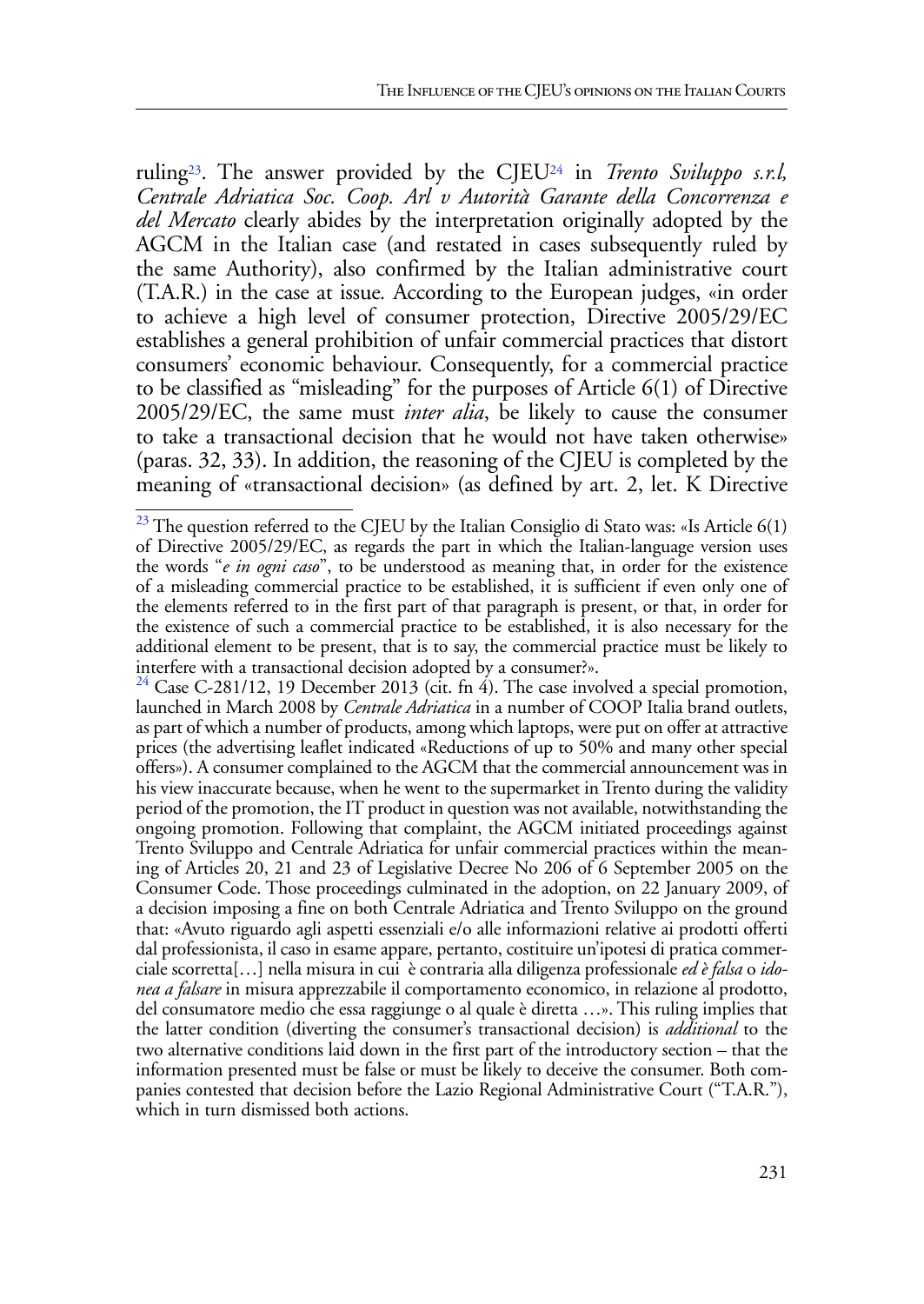ruling[23]. The answer provided by the CJEU[24] in *Trento Sviluppo s.r.l, Centrale Adriatica Soc. Coop. Arl v Autorità Garante della Concorrenza e del Mercato* clearly abides by the interpretation originally adopted by the AGCM in the Italian case (and restated in cases subsequently ruled by the same Authority), also confirmed by the Italian administrative court (T.A.R.) in the case at issue. According to the European judges, «in order to achieve a high level of consumer protection, Directive 2005/29/EC establishes a general prohibition of unfair commercial practices that distort consumers' economic behaviour. Consequently, for a commercial practice to be classified as "misleading" for the purposes of Article 6(1) of Directive 2005/29/EC, the same must *inter alia*, be likely to cause the consumer to take a transactional decision that he would not have taken otherwise» (paras. 32, 33). In addition, the reasoning of the CJEU is completed by the meaning of «transactional decision» (as defined by art. 2, let. K Directive

[23] The question referred to the CJEU by the Italian Consiglio di Stato was: «Is Article 6(1) of Directive 2005/29/EC, as regards the part in which the Italian-language version uses the words "*e in ogni caso*", to be understood as meaning that, in order for the existence of a misleading commercial practice to be established, it is sufficient if even only one of the elements referred to in the first part of that paragraph is present, or that, in order for the existence of such a commercial practice to be established, it is also necessary for the additional element to be present, that is to say, the commercial practice must be likely to interfere with a transactional decision adopted by a consumer?».

[24] Case C-281/12, 19 December 2013 (cit. fn 4). The case involved a special promotion, launched in March 2008 by *Centrale Adriatica* in a number of COOP Italia brand outlets, as part of which a number of products, among which laptops, were put on offer at attractive prices (the advertising leaflet indicated «Reductions of up to 50% and many other special offers»). A consumer complained to the AGCM that the commercial announcement was in his view inaccurate because, when he went to the supermarket in Trento during the validity period of the promotion, the IT product in question was not available, notwithstanding the ongoing promotion. Following that complaint, the AGCM initiated proceedings against Trento Sviluppo and Centrale Adriatica for unfair commercial practices within the meaning of Articles 20, 21 and 23 of Legislative Decree No 206 of 6 September 2005 on the Consumer Code. Those proceedings culminated in the adoption, on 22 January 2009, of a decision imposing a fine on both Centrale Adriatica and Trento Sviluppo on the ground that: «Avuto riguardo agli aspetti essenziali e/o alle informazioni relative ai prodotti offerti dal professionista, il caso in esame appare, pertanto, costituire un'ipotesi di pratica commerciale scorretta[…] nella misura in cui è contraria alla diligenza professionale *ed è falsa* o *idonea a falsare* in misura apprezzabile il comportamento economico, in relazione al prodotto, del consumatore medio che essa raggiunge o al quale è diretta …». This ruling implies that the latter condition (diverting the consumer's transactional decision) is *additional* to the two alternative conditions laid down in the first part of the introductory *section* – that the information presented must be false or must be likely to deceive the consumer. Both companies contested that decision before the Lazio Regional Administrative Court ("T.A.R."), which in turn dismissed both actions.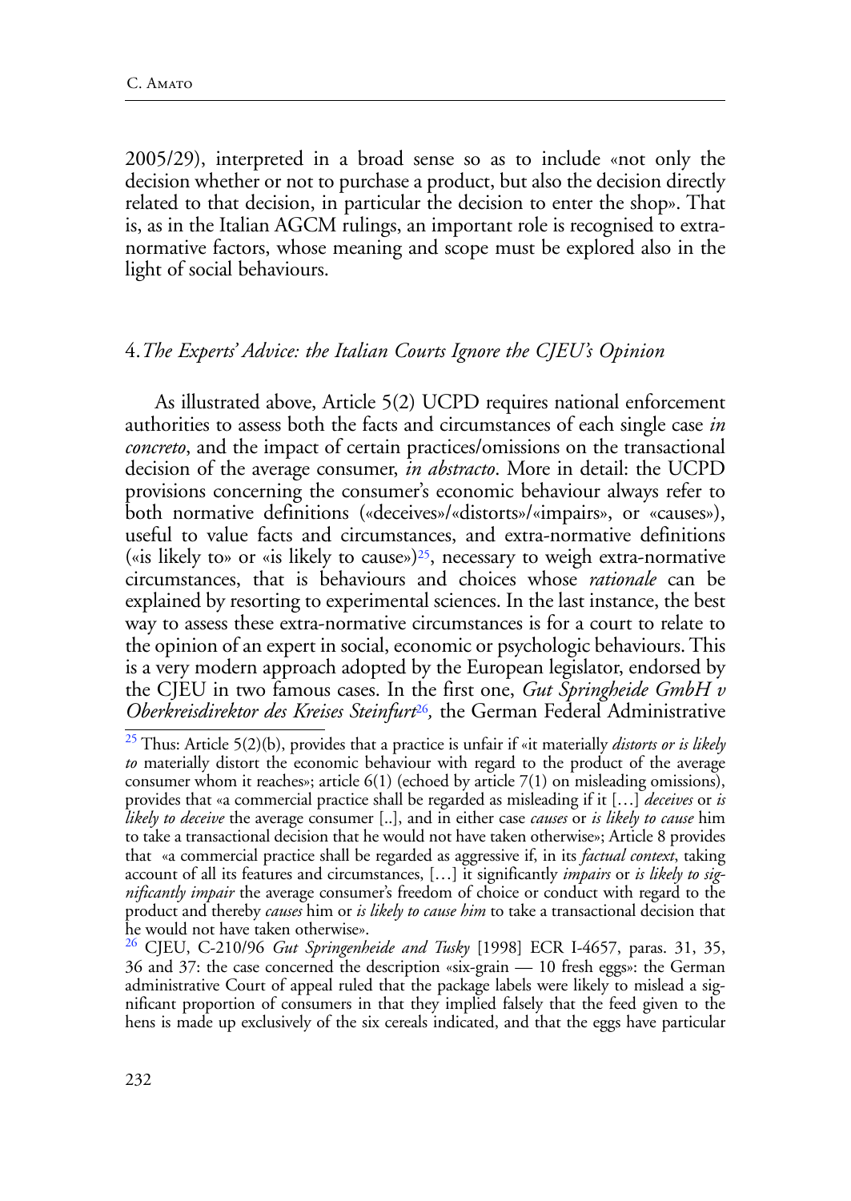2005/29), interpreted in a broad sense so as to include «not only the decision whether or not to purchase a product, but also the decision directly related to that decision, in particular the decision to enter the shop». That is, as in the Italian AGCM rulings, an important role is recognised to extra-normative factors, whose meaning and scope must be explored also in the light of social behaviours.

## 4. *The Experts' Advice: the Italian Courts Ignore the CJEU's Opinion*

As illustrated above, Article 5(2) UCPD requires national enforcement authorities to assess both the facts and circumstances of each single case *in concreto*, and the impact of certain practices/omissions on the transactional decision of the average consumer, *in abstracto*. More in detail: the UCPD provisions concerning the consumer's economic behaviour always refer to both normative definitions («deceives»/«distorts»/«impairs», or «causes»), useful to value facts and circumstances, and extra-normative definitions («is likely to» or «is likely to cause»)[25], necessary to weigh extra-normative circumstances, that is behaviours and choices whose *rationale* can be explained by resorting to experimental sciences. In the last instance, the best way to assess these extra-normative circumstances is for a court to relate to the opinion of an expert in social, economic or psychologic behaviours. This is a very modern approach adopted by the European legislator, endorsed by the CJEU in two famous cases. In the first one, *Gut Springheide GmbH v Oberkreisdirektor des Kreises Steinfurt*[26], the German Federal Administrative

[25] Thus: Article 5(2)(b), provides that a practice is unfair if «it materially *distorts or is likely to* materially distort the economic behaviour with regard to the product of the average consumer whom it reaches»; article 6(1) (echoed by article 7(1) on misleading omissions), provides that «a commercial practice shall be regarded as misleading if it […] *deceives* or *is likely to deceive* the average consumer [..], and in either case *causes* or *is likely to cause* him to take a transactional decision that he would not have taken otherwise»; Article 8 provides that «a commercial practice shall be regarded as aggressive if, in its *factual context*, taking account of all its features and circumstances, […] it significantly *impairs* or *is likely to significantly impair* the average consumer's freedom of choice or conduct with regard to the product and thereby *causes* him or *is likely to cause him* to take a transactional decision that he would not have taken otherwise».

[26] CJEU, C-210/96 *Gut Springenheide and Tusky* [1998] ECR I-4657, paras. 31, 35, 36 and 37: the case concerned the description «six-grain — 10 fresh eggs»: the German administrative Court of appeal ruled that the package labels were likely to mislead a significant proportion of consumers in that they implied falsely that the feed given to the hens is made up exclusively of the six cereals indicated, and that the eggs have particular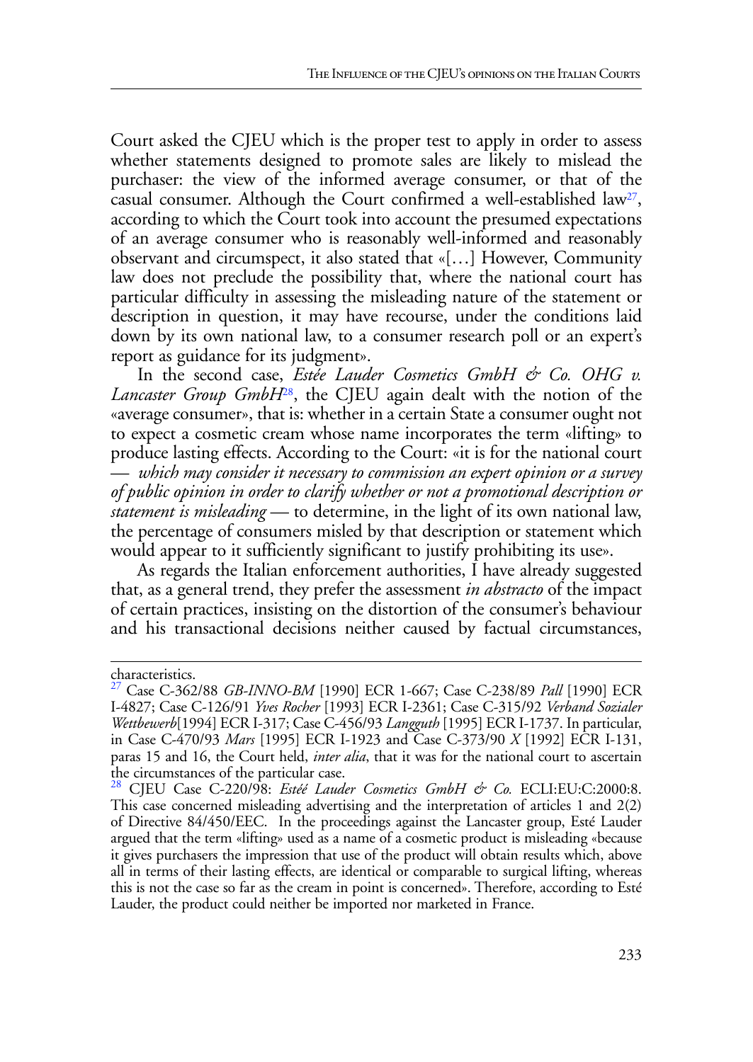Court asked the CJEU which is the proper test to apply in order to assess whether statements designed to promote sales are likely to mislead the purchaser: the view of the informed average consumer, or that of the casual consumer. Although the Court confirmed a well-established law[27], according to which the Court took into account the presumed expectations of an average consumer who is reasonably well-informed and reasonably observant and circumspect, it also stated that «[…] However, Community law does not preclude the possibility that, where the national court has particular difficulty in assessing the misleading nature of the statement or description in question, it may have recourse, under the conditions laid down by its own national law, to a consumer research poll or an expert's report as guidance for its judgment».

In the second case, *Estée Lauder Cosmetics GmbH & Co. OHG v. Lancaster Group GmbH*[28], the CJEU again dealt with the notion of the «average consumer», that is: whether in a certain State a consumer ought not to expect a cosmetic cream whose name incorporates the term «lifting» to produce lasting effects. According to the Court: «it is for the national court — *which may consider it necessary to commission an expert opinion or a survey of public opinion in order to clarify whether or not a promotional description or statement is misleading* — to determine, in the light of its own national law, the percentage of consumers misled by that description or statement which would appear to it sufficiently significant to justify prohibiting its use».

As regards the Italian enforcement authorities, I have already suggested that, as a general trend, they prefer the assessment *in abstracto* of the impact of certain practices, insisting on the distortion of the consumer's behaviour and his transactional decisions neither caused by factual circumstances,

---

characteristics.

[27] Case C-362/88 *GB-INNO-BM* [1990] ECR 1-667; Case C-238/89 *Pall* [1990] ECR I-4827; Case C-126/91 *Yves Rocher* [1993] ECR I-2361; Case C-315/92 *Verband Sozialer Wettbewerb*[1994] ECR I-317; Case C-456/93 *Langguth* [1995] ECR I-1737. In particular, in Case C-470/93 *Mars* [1995] ECR I-1923 and Case C-373/90 *X* [1992] ECR I-131, paras 15 and 16, the Court held, *inter alia*, that it was for the national court to ascertain the circumstances of the particular case.

[28] CJEU Case C-220/98: *Estéé Lauder Cosmetics GmbH & Co.* ECLI:EU:C:2000:8. This case concerned misleading advertising and the interpretation of articles 1 and 2(2) of Directive 84/450/EEC. In the proceedings against the Lancaster group, Esté Lauder argued that the term «lifting» used as a name of a cosmetic product is misleading «because it gives purchasers the impression that use of the product will obtain results which, above all in terms of their lasting effects, are identical or comparable to surgical lifting, whereas this is not the case so far as the cream in point is concerned». Therefore, according to Esté Lauder, the product could neither be imported nor marketed in France.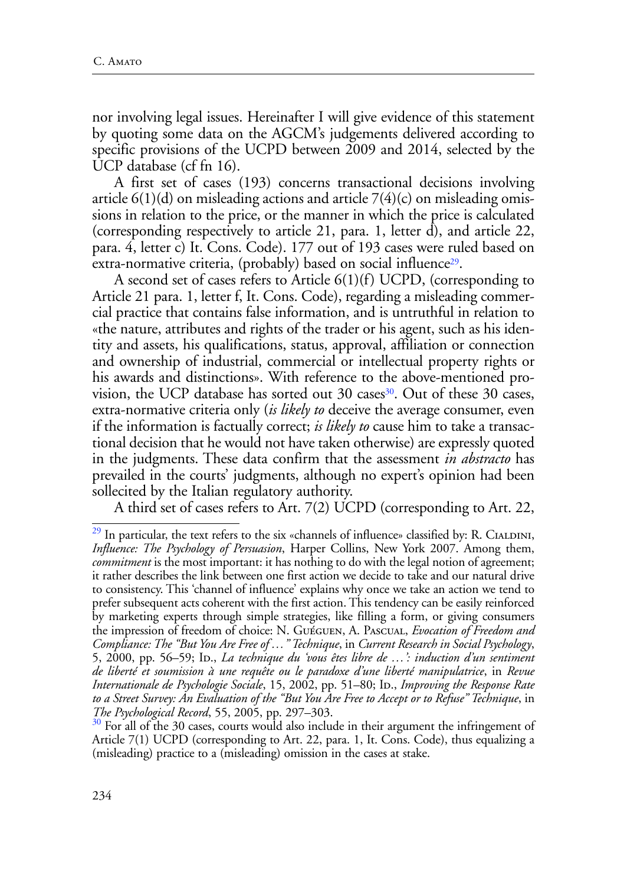nor involving legal issues. Hereinafter I will give evidence of this statement by quoting some data on the AGCM's judgements delivered according to specific provisions of the UCPD between 2009 and 2014, selected by the UCP database (cf fn 16).

A first set of cases (193) concerns transactional decisions involving article 6(1)(d) on misleading actions and article 7(4)(c) on misleading omissions in relation to the price, or the manner in which the price is calculated (corresponding respectively to article 21, para. 1, letter d), and article 22, para. 4, letter c) It. Cons. Code). 177 out of 193 cases were ruled based on extra-normative criteria, (probably) based on social influence[29].

A second set of cases refers to Article 6(1)(f) UCPD, (corresponding to Article 21 para. 1, letter f, It. Cons. Code), regarding a misleading commercial practice that contains false information, and is untruthful in relation to «the nature, attributes and rights of the trader or his agent, such as his identity and assets, his qualifications, status, approval, affiliation or connection and ownership of industrial, commercial or intellectual property rights or his awards and distinctions». With reference to the above-mentioned provision, the UCP database has sorted out 30 cases[30]. Out of these 30 cases, extra-normative criteria only (*is likely to* deceive the average consumer, even if the information is factually correct; *is likely to* cause him to take a transactional decision that he would not have taken otherwise) are expressly quoted in the judgments. These data confirm that the assessment *in abstracto* has prevailed in the courts' judgments, although no expert's opinion had been sollecited by the Italian regulatory authority.

A third set of cases refers to Art. 7(2) UCPD (corresponding to Art. 22,

---

[29] In particular, the text refers to the six «channels of influence» classified by: R. Cialdini, *Influence: The Psychology of Persuasion*, Harper Collins, New York 2007. Among them, *commitment* is the most important: it has nothing to do with the legal notion of agreement; it rather describes the link between one first action we decide to take and our natural drive to consistency. This 'channel of influence' explains why once we take an action we tend to prefer subsequent acts coherent with the first action. This tendency can be easily reinforced by marketing experts through simple strategies, like filling a form, or giving consumers the impression of freedom of choice: N. Guéguen, A. Pascual, *Evocation of Freedom and Compliance: The "But You Are Free of…" Technique*, in *Current Research in Social Psychology*, 5, 2000, pp. 56–59; Id., *La technique du 'vous êtes libre de …': induction d'un sentiment de liberté et soumission à une requête ou le paradoxe d'une liberté manipulatrice*, in *Revue Internationale de Psychologie Sociale*, 15, 2002, pp. 51–80; Id., *Improving the Response Rate to a Street Survey: An Evaluation of the "But You Are Free to Accept or to Refuse" Technique*, in *The Psychological Record*, 55, 2005, pp. 297–303.

[30] For all of the 30 cases, courts would also include in their argument the infringement of Article 7(1) UCPD (corresponding to Art. 22, para. 1, It. Cons. Code), thus equalizing a (misleading) practice to a (misleading) omission in the cases at stake.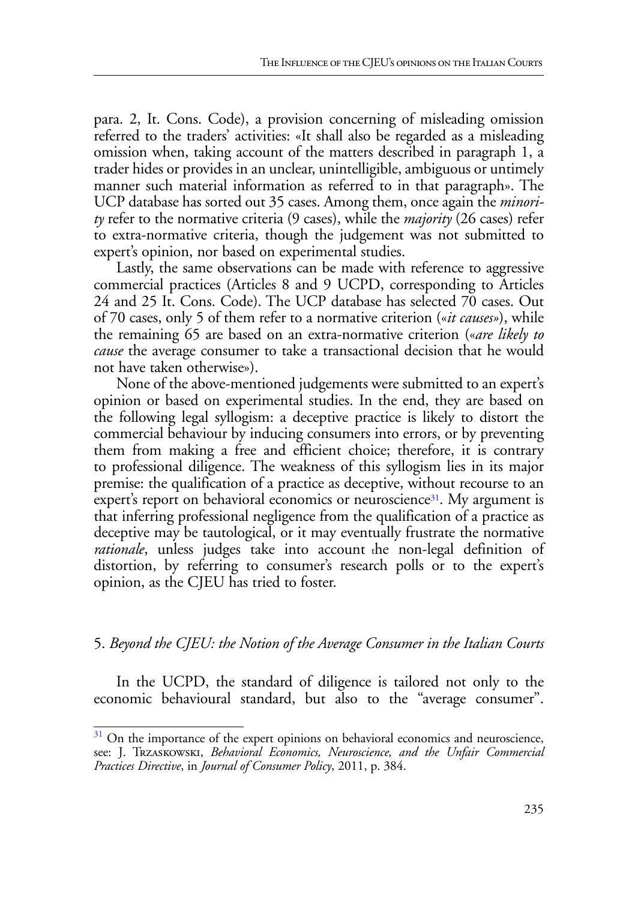para. 2, It. Cons. Code), a provision concerning of misleading omission referred to the traders' activities: «It shall also be regarded as a misleading omission when, taking account of the matters described in paragraph 1, a trader hides or provides in an unclear, unintelligible, ambiguous or untimely manner such material information as referred to in that paragraph». The UCP database has sorted out 35 cases. Among them, once again the *minority* refer to the normative criteria (9 cases), while the *majority* (26 cases) refer to extra-normative criteria, though the judgement was not submitted to expert's opinion, nor based on experimental studies.

Lastly, the same observations can be made with reference to aggressive commercial practices (Articles 8 and 9 UCPD, corresponding to Articles 24 and 25 It. Cons. Code). The UCP database has selected 70 cases. Out of 70 cases, only 5 of them refer to a normative criterion («*it causes*»), while the remaining 65 are based on an extra-normative criterion («*are likely to cause* the average consumer to take a transactional decision that he would not have taken otherwise»).

None of the above-mentioned judgements were submitted to an expert's opinion or based on experimental studies. In the end, they are based on the following legal syllogism: a deceptive practice is likely to distort the commercial behaviour by inducing consumers into errors, or by preventing them from making a free and efficient choice; therefore, it is contrary to professional diligence. The weakness of this syllogism lies in its major premise: the qualification of a practice as deceptive, without recourse to an expert's report on behavioral economics or neuroscience[31]. My argument is that inferring professional negligence from the qualification of a practice as deceptive may be tautological, or it may eventually frustrate the normative *rationale*, unless judges take into account the non-legal definition of distortion, by referring to consumer's research polls or to the expert's opinion, as the CJEU has tried to foster.

## 5. *Beyond the CJEU: the Notion of the Average Consumer in the Italian Courts*

In the UCPD, the standard of diligence is tailored not only to the economic behavioural standard, but also to the "average consumer".

[31] On the importance of the expert opinions on behavioral economics and neuroscience, see: J. Trzaskowski, *Behavioral Economics, Neuroscience, and the Unfair Commercial Practices Directive*, in *Journal of Consumer Policy*, 2011, p. 384.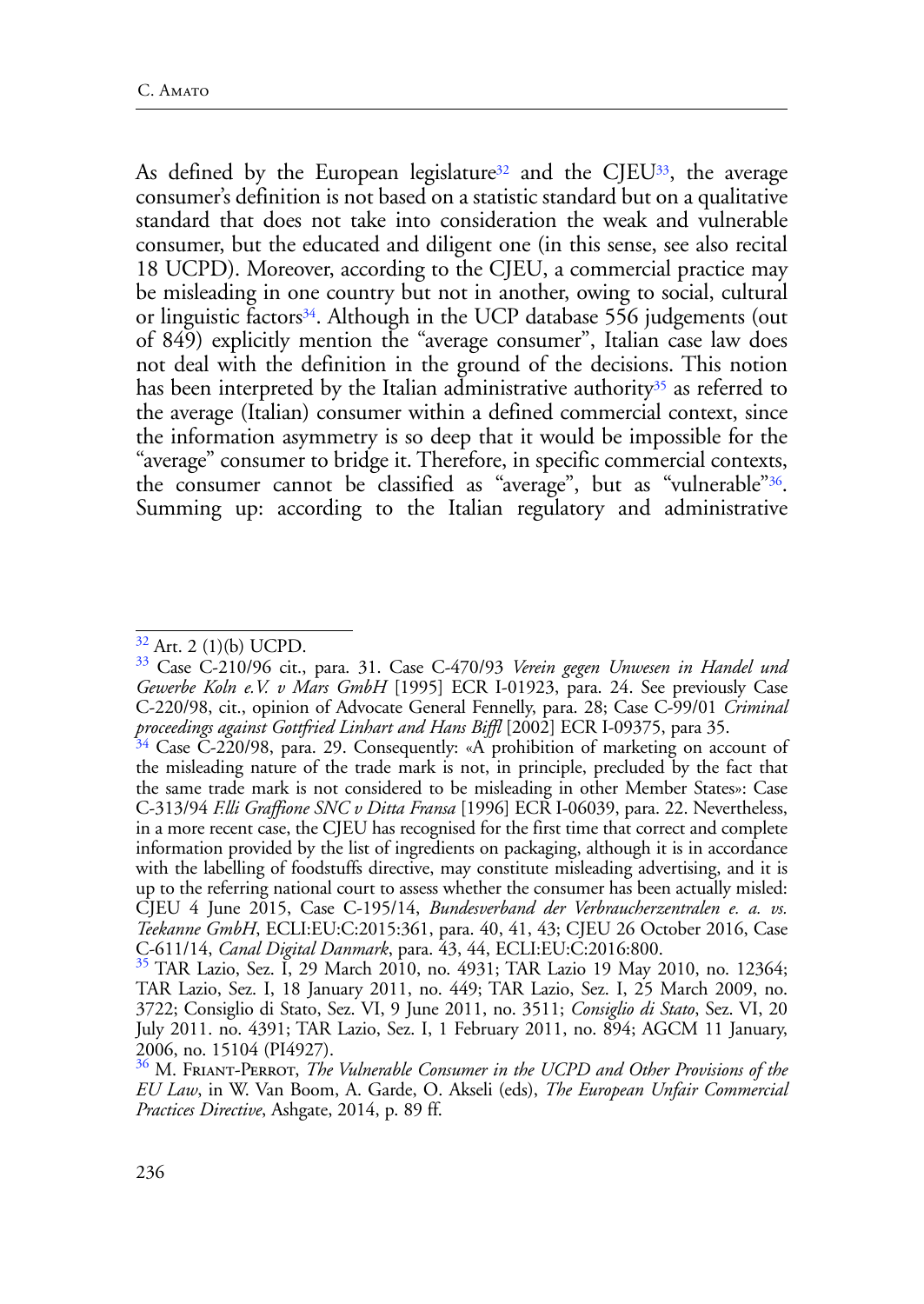As defined by the European legislature[32] and the CJEU[33], the average consumer's definition is not based on a statistic standard but on a qualitative standard that does not take into consideration the weak and vulnerable consumer, but the educated and diligent one (in this sense, see also recital 18 UCPD). Moreover, according to the CJEU, a commercial practice may be misleading in one country but not in another, owing to social, cultural or linguistic factors[34]. Although in the UCP database 556 judgements (out of 849) explicitly mention the "average consumer", Italian case law does not deal with the definition in the ground of the decisions. This notion has been interpreted by the Italian administrative authority[35] as referred to the average (Italian) consumer within a defined commercial context, since the information asymmetry is so deep that it would be impossible for the "average" consumer to bridge it. Therefore, in specific commercial contexts, the consumer cannot be classified as "average", but as "vulnerable"[36]. Summing up: according to the Italian regulatory and administrative

---

[32] Art. 2 (1)(b) UCPD.

[33] Case C-210/96 cit., para. 31. Case C-470/93 *Verein gegen Unwesen in Handel und Gewerbe Koln e.V. v Mars GmbH* [1995] ECR I-01923, para. 24. See previously Case C-220/98, cit., opinion of Advocate General Fennelly, para. 28; Case C-99/01 *Criminal proceedings against Gottfried Linhart and Hans Biffl* [2002] ECR I-09375, para 35.

[34] Case C-220/98, para. 29. Consequently: «A prohibition of marketing on account of the misleading nature of the trade mark is not, in principle, precluded by the fact that the same trade mark is not considered to be misleading in other Member States»: Case C-313/94 *F.lli Graffione SNC v Ditta Fransa* [1996] ECR I-06039, para. 22. Nevertheless, in a more recent case, the CJEU has recognised for the first time that correct and complete information provided by the list of ingredients on packaging, although it is in accordance with the labelling of foodstuffs directive, may constitute misleading advertising, and it is up to the referring national court to assess whether the consumer has been actually misled: CJEU 4 June 2015, Case C-195/14, *Bundesverband der Verbraucherzentralen e. a. vs. Teekanne GmbH*, ECLI:EU:C:2015:361, para. 40, 41, 43; CJEU 26 October 2016, Case C-611/14, *Canal Digital Danmark*, para. 43, 44, ECLI:EU:C:2016:800.

[35] TAR Lazio, Sez. I, 29 March 2010, no. 4931; TAR Lazio 19 May 2010, no. 12364; TAR Lazio, Sez. I, 18 January 2011, no. 449; TAR Lazio, Sez. I, 25 March 2009, no. 3722; Consiglio di Stato, Sez. VI, 9 June 2011, no. 3511; *Consiglio di Stato*, Sez. VI, 20 July 2011. no. 4391; TAR Lazio, Sez. I, 1 February 2011, no. 894; AGCM 11 January, 2006, no. 15104 (PI4927).

[36] M. Friant-Perrot, *The Vulnerable Consumer in the UCPD and Other Provisions of the EU Law*, in W. Van Boom, A. Garde, O. Akseli (eds), *The European Unfair Commercial Practices Directive*, Ashgate, 2014, p. 89 ff.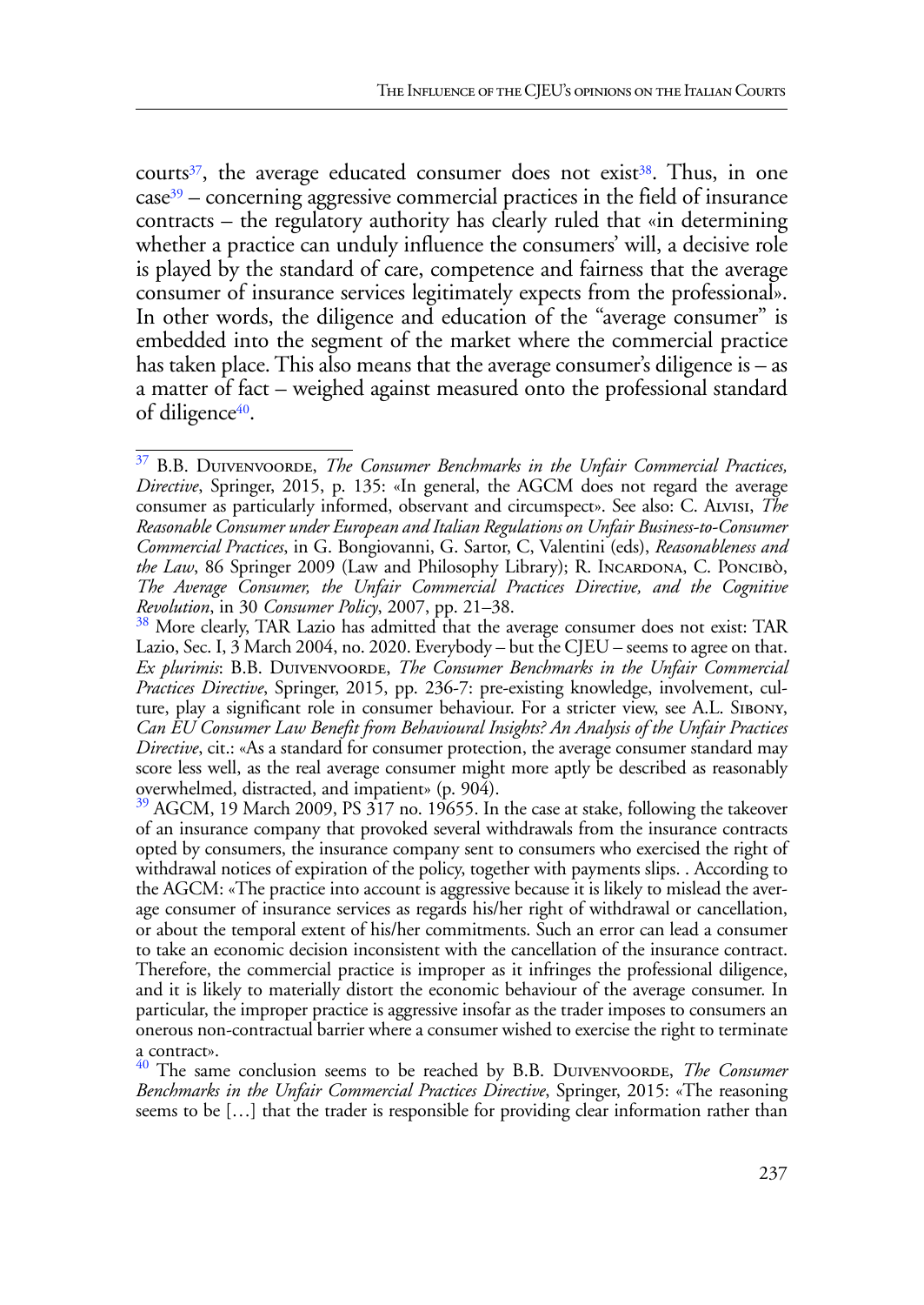courts[37], the average educated consumer does not exist[38]. Thus, in one case[39] – concerning aggressive commercial practices in the field of insurance contracts – the regulatory authority has clearly ruled that «in determining whether a practice can unduly influence the consumers' will, a decisive role is played by the standard of care, competence and fairness that the average consumer of insurance services legitimately expects from the professional». In other words, the diligence and education of the "average consumer" is embedded into the segment of the market where the commercial practice has taken place. This also means that the average consumer's diligence is – as a matter of fact – weighed against measured onto the professional standard of diligence[40].

---

[37] B.B. Duivenvoorde, *The Consumer Benchmarks in the Unfair Commercial Practices, Directive*, Springer, 2015, p. 135: «In general, the AGCM does not regard the average consumer as particularly informed, observant and circumspect». See also: C. Alvisi, *The Reasonable Consumer under European and Italian Regulations on Unfair Business-to-Consumer Commercial Practices*, in G. Bongiovanni, G. Sartor, C, Valentini (eds), *Reasonableness and the Law*, 86 Springer 2009 (Law and Philosophy Library); R. Incardona, C. Poncibò, *The Average Consumer, the Unfair Commercial Practices Directive, and the Cognitive Revolution*, in 30 *Consumer Policy*, 2007, pp. 21–38.

[38] More clearly, TAR Lazio has admitted that the average consumer does not exist: TAR Lazio, Sec. I, 3 March 2004, no. 2020. Everybody – but the CJEU – seems to agree on that. *Ex plurimis*: B.B. Duivenvoorde, *The Consumer Benchmarks in the Unfair Commercial Practices Directive*, Springer, 2015, pp. 236-7: pre-existing knowledge, involvement, culture, play a significant role in consumer behaviour. For a stricter view, see A.L. Sibony, *Can EU Consumer Law Benefit from Behavioural Insights? An Analysis of the Unfair Practices Directive*, cit.: «As a standard for consumer protection, the average consumer standard may score less well, as the real average consumer might more aptly be described as reasonably overwhelmed, distracted, and impatient» (p. 904).

[39] AGCM, 19 March 2009, PS 317 no. 19655. In the case at stake, following the takeover of an insurance company that provoked several withdrawals from the insurance contracts opted by consumers, the insurance company sent to consumers who exercised the right of withdrawal notices of expiration of the policy, together with payments slips. . According to the AGCM: «The practice into account is aggressive because it is likely to mislead the average consumer of insurance services as regards his/her right of withdrawal or cancellation, or about the temporal extent of his/her commitments. Such an error can lead a consumer to take an economic decision inconsistent with the cancellation of the insurance contract. Therefore, the commercial practice is improper as it infringes the professional diligence, and it is likely to materially distort the economic behaviour of the average consumer. In particular, the improper practice is aggressive insofar as the trader imposes to consumers an onerous non-contractual barrier where a consumer wished to exercise the right to terminate a contract».

[40] The same conclusion seems to be reached by B.B. Duivenvoorde, *The Consumer Benchmarks in the Unfair Commercial Practices Directive*, Springer, 2015: «The reasoning seems to be […] that the trader is responsible for providing clear information rather than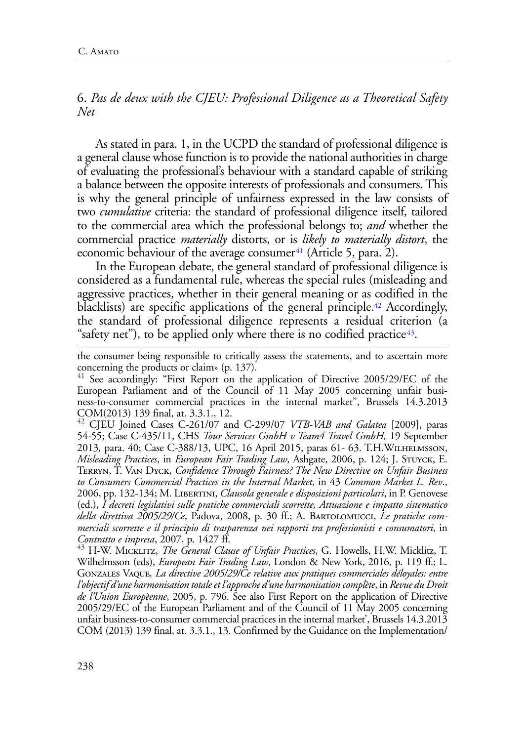## 6. *Pas de deux with the CJEU: Professional Diligence as a Theoretical Safety Net*

As stated in para. 1, in the UCPD the standard of professional diligence is a general clause whose function is to provide the national authorities in charge of evaluating the professional's behaviour with a standard capable of striking a balance between the opposite interests of professionals and consumers. This is why the general principle of unfairness expressed in the law consists of two *cumulative* criteria: the standard of professional diligence itself, tailored to the commercial area which the professional belongs to; *and* whether the commercial practice *materially* distorts, or is *likely to materially distort*, the economic behaviour of the average consumer[41] (Article 5, para. 2).

In the European debate, the general standard of professional diligence is considered as a fundamental rule, whereas the special rules (misleading and aggressive practices, whether in their general meaning or as codified in the blacklists) are specific applications of the general principle.[42] Accordingly, the standard of professional diligence represents a residual criterion (a "safety net"), to be applied only where there is no codified practice[43].

---

the consumer being responsible to critically assess the statements, and to ascertain more concerning the products or claim» (p. 137).

[41] See accordingly: "First Report on the application of Directive 2005/29/EC of the European Parliament and of the Council of 11 May 2005 concerning unfair business-to-consumer commercial practices in the internal market", Brussels 14.3.2013 COM(2013) 139 final, at. 3.3.1., 12.

[42] CJEU Joined Cases C-261/07 and C-299/07 *VTB-VAB and Galatea* [2009], paras 54-55; Case C-435/11, CHS *Tour Services GmbH v Team4 Travel GmbH,* 19 September 2013*,* para. 40; Case C-388/13, UPC, 16 April 2015, paras 61- 63. T.H.Wilhelmsson, *Misleading Practices*, in *European Fair Trading Law*, Ashgate, 2006, p. 124; J. Stuyck, E. Terryn, T. Van Dyck, *Confidence Through Fairness? The New Directive on Unfair Business to Consumers Commercial Practices in the Internal Market*, in 43 *Common Market L. Rev*., 2006, pp. 132-134; M. Libertini, *Clausola generale e disposizioni particolari*, in P. Genovese (ed.), *I decreti legislativi sulle pratiche commerciali scorrette, Attuazione e impatto sistematico della direttiva 2005/29/Ce*, Padova, 2008, p. 30 ff.; A. Bartolomucci, *Le pratiche commerciali scorrette e il principio di trasparenza nei rapporti tra professionisti e consumatori*, in *Contratto e impresa*, 2007, p. 1427 ff.

[43] H-W. Micklitz, *The General Clause of Unfair Practices*, G. Howells, H.W. Micklitz, T. Wilhelmsson (eds), *European Fair Trading Law*, London & New York, 2016, p. 119 ff.; L. Gonzales Vaque*, La directive 2005/29/Ce relative aux pratiques commerciales déloyales: entre l'objectif d'une harmonisation totale et l'approche d'une harmonisation complète*, in *Revue du Droit de l'Union Europèenne*, 2005, p. 796. See also First Report on the application of Directive 2005/29/EC of the European Parliament and of the Council of 11 May 2005 concerning unfair business-to-consumer commercial practices in the internal market', Brussels 14.3.2013 COM (2013) 139 final, at. 3.3.1., 13. Confirmed by the Guidance on the Implementation/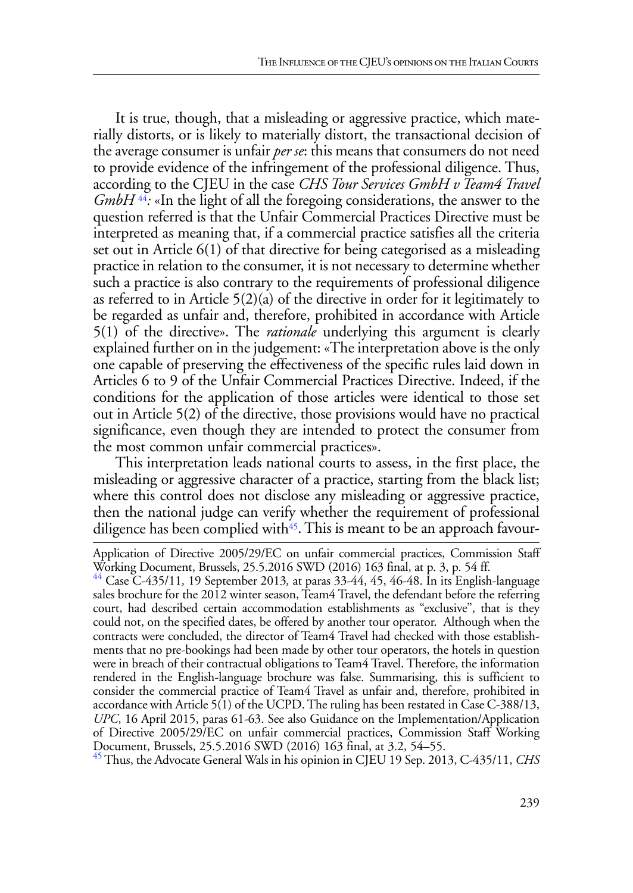It is true, though, that a misleading or aggressive practice, which materially distorts, or is likely to materially distort, the transactional decision of the average consumer is unfair *per se*: this means that consumers do not need to provide evidence of the infringement of the professional diligence. Thus, according to the CJEU in the case *CHS Tour Services GmbH v Team4 Travel GmbH* [44]*:* «In the light of all the foregoing considerations, the answer to the question referred is that the Unfair Commercial Practices Directive must be interpreted as meaning that, if a commercial practice satisfies all the criteria set out in Article 6(1) of that directive for being categorised as a misleading practice in relation to the consumer, it is not necessary to determine whether such a practice is also contrary to the requirements of professional diligence as referred to in Article 5(2)(a) of the directive in order for it legitimately to be regarded as unfair and, therefore, prohibited in accordance with Article 5(1) of the directive». The *rationale* underlying this argument is clearly explained further on in the judgement: «The interpretation above is the only one capable of preserving the effectiveness of the specific rules laid down in Articles 6 to 9 of the Unfair Commercial Practices Directive. Indeed, if the conditions for the application of those articles were identical to those set out in Article 5(2) of the directive, those provisions would have no practical significance, even though they are intended to protect the consumer from the most common unfair commercial practices».

This interpretation leads national courts to assess, in the first place, the misleading or aggressive character of a practice, starting from the black list; where this control does not disclose any misleading or aggressive practice, then the national judge can verify whether the requirement of professional diligence has been complied with[45]. This is meant to be an approach favour-

---

Application of Directive 2005/29/EC on unfair commercial practices, Commission Staff Working Document, Brussels, 25.5.2016 SWD (2016) 163 final, at p. 3, p. 54 ff.

[44] Case C-435/11*,* 19 September 2013*,* at paras 33-44, 45, 46-48. In its English-language sales brochure for the 2012 winter season, Team4 Travel, the defendant before the referring court, had described certain accommodation establishments as "exclusive", that is they could not, on the specified dates, be offered by another tour operator. Although when the contracts were concluded, the director of Team4 Travel had checked with those establishments that no pre-bookings had been made by other tour operators, the hotels in question were in breach of their contractual obligations to Team4 Travel. Therefore, the information rendered in the English-language brochure was false. Summarising, this is sufficient to consider the commercial practice of Team4 Travel as unfair and, therefore, prohibited in accordance with Article 5(1) of the UCPD. The ruling has been restated in Case C-388/13, *UPC*, 16 April 2015, paras 61-63. See also Guidance on the Implementation/Application of Directive 2005/29/EC on unfair commercial practices, Commission Staff Working Document, Brussels, 25.5.2016 SWD (2016) 163 final, at 3.2, 54–55.

[45] Thus, the Advocate General Wals in his opinion in CJEU 19 Sep. 2013, C-435/11, *CHS*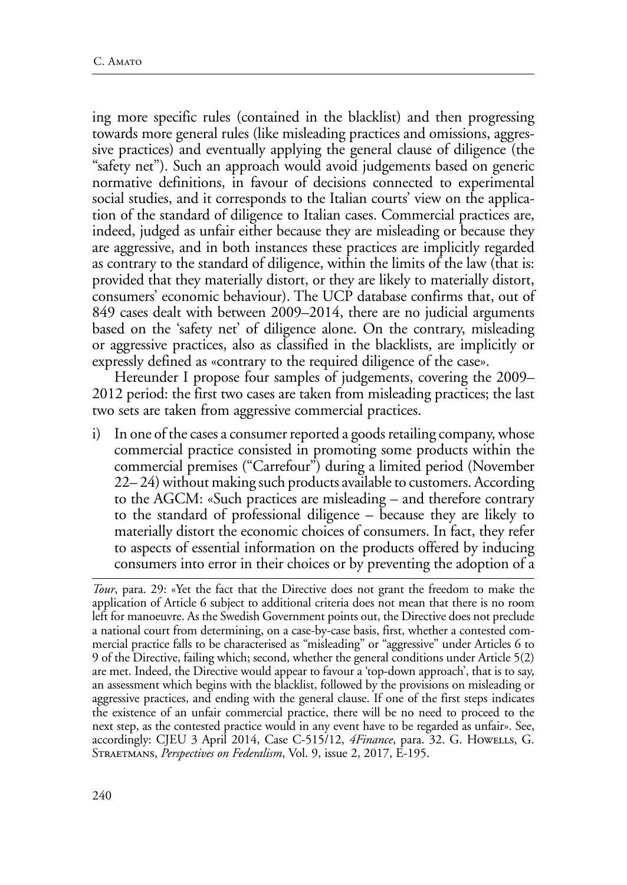ing more specific rules (contained in the blacklist) and then progressing towards more general rules (like misleading practices and omissions, aggressive practices) and eventually applying the general clause of diligence (the "safety net"). Such an approach would avoid judgements based on generic normative definitions, in favour of decisions connected to experimental social studies, and it corresponds to the Italian courts' view on the application of the standard of diligence to Italian cases. Commercial practices are, indeed, judged as unfair either because they are misleading or because they are aggressive, and in both instances these practices are implicitly regarded as contrary to the standard of diligence, within the limits of the law (that is: provided that they materially distort, or they are likely to materially distort, consumers' economic behaviour). The UCP database confirms that, out of 849 cases dealt with between 2009–2014, there are no judicial arguments based on the 'safety net' of diligence alone. On the contrary, misleading or aggressive practices, also as classified in the blacklists, are implicitly or expressly defined as «contrary to the required diligence of the case».

Hereunder I propose four samples of judgements, covering the 2009–2012 period: the first two cases are taken from misleading practices; the last two sets are taken from aggressive commercial practices.

i) In one of the cases a consumer reported a goods retailing company, whose commercial practice consisted in promoting some products within the commercial premises ("Carrefour") during a limited period (November 22– 24) without making such products available to customers. According to the AGCM: «Such practices are misleading – and therefore contrary to the standard of professional diligence – because they are likely to materially distort the economic choices of consumers. In fact, they refer to aspects of essential information on the products offered by inducing consumers into error in their choices or by preventing the adoption of a

---

*Tour*, para. 29: «Yet the fact that the Directive does not grant the freedom to make the application of Article 6 subject to additional criteria does not mean that there is no room left for manoeuvre. As the Swedish Government points out, the Directive does not preclude a national court from determining, on a case-by-case basis, first, whether a contested commercial practice falls to be characterised as "misleading" or "aggressive" under Articles 6 to 9 of the Directive, failing which; second, whether the general conditions under Article 5(2) are met. Indeed, the Directive would appear to favour a 'top-down approach', that is to say, an assessment which begins with the blacklist, followed by the provisions on misleading or aggressive practices, and ending with the general clause. If one of the first steps indicates the existence of an unfair commercial practice, there will be no need to proceed to the next step, as the contested practice would in any event have to be regarded as unfair». See, accordingly: CJEU 3 April 2014, Case C-515/12, *4Finance*, para. 32. G. Howells, G. Straetmans, *Perspectives on Federalism*, Vol. 9, issue 2, 2017, E-195.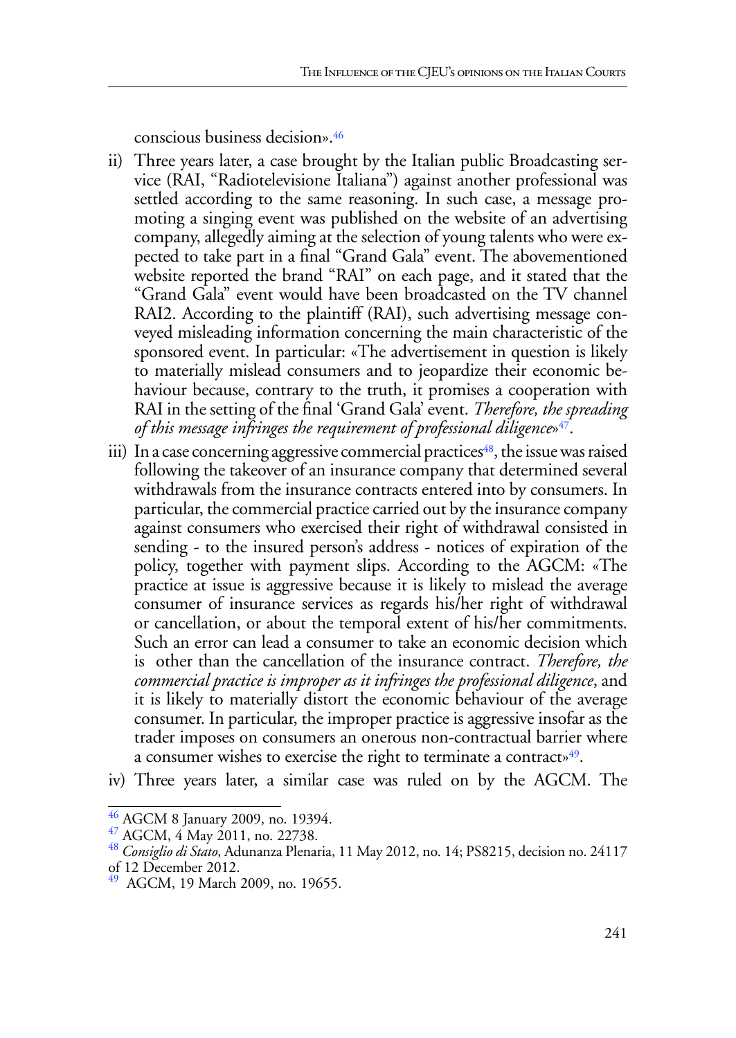conscious business decision».[46]

ii) Three years later, a case brought by the Italian public Broadcasting service (RAI, "Radiotelevisione Italiana") against another professional was settled according to the same reasoning. In such case, a message promoting a singing event was published on the website of an advertising company, allegedly aiming at the selection of young talents who were expected to take part in a final "Grand Gala" event. The abovementioned website reported the brand "RAI" on each page, and it stated that the "Grand Gala" event would have been broadcasted on the TV channel RAI2. According to the plaintiff (RAI), such advertising message conveyed misleading information concerning the main characteristic of the sponsored event. In particular: «The advertisement in question is likely to materially mislead consumers and to jeopardize their economic behaviour because, contrary to the truth, it promises a cooperation with RAI in the setting of the final 'Grand Gala' event. *Therefore, the spreading of this message infringes the requirement of professional diligence*»[47].

iii) In a case concerning aggressive commercial practices[48], the issue was raised following the takeover of an insurance company that determined several withdrawals from the insurance contracts entered into by consumers. In particular, the commercial practice carried out by the insurance company against consumers who exercised their right of withdrawal consisted in sending - to the insured person's address - notices of expiration of the policy, together with payment slips. According to the AGCM: «The practice at issue is aggressive because it is likely to mislead the average consumer of insurance services as regards his/her right of withdrawal or cancellation, or about the temporal extent of his/her commitments. Such an error can lead a consumer to take an economic decision which is other than the cancellation of the insurance contract. *Therefore, the commercial practice is improper as it infringes the professional diligence*, and it is likely to materially distort the economic behaviour of the average consumer. In particular, the improper practice is aggressive insofar as the trader imposes on consumers an onerous non-contractual barrier where a consumer wishes to exercise the right to terminate a contract»[49].

iv) Three years later, a similar case was ruled on by the AGCM. The

---

[46] AGCM 8 January 2009, no. 19394.

[47] AGCM, 4 May 2011, no. 22738.

[48] *Consiglio di Stato*, Adunanza Plenaria, 11 May 2012, no. 14; PS8215, decision no. 24117 of 12 December 2012.

[49] AGCM, 19 March 2009, no. 19655.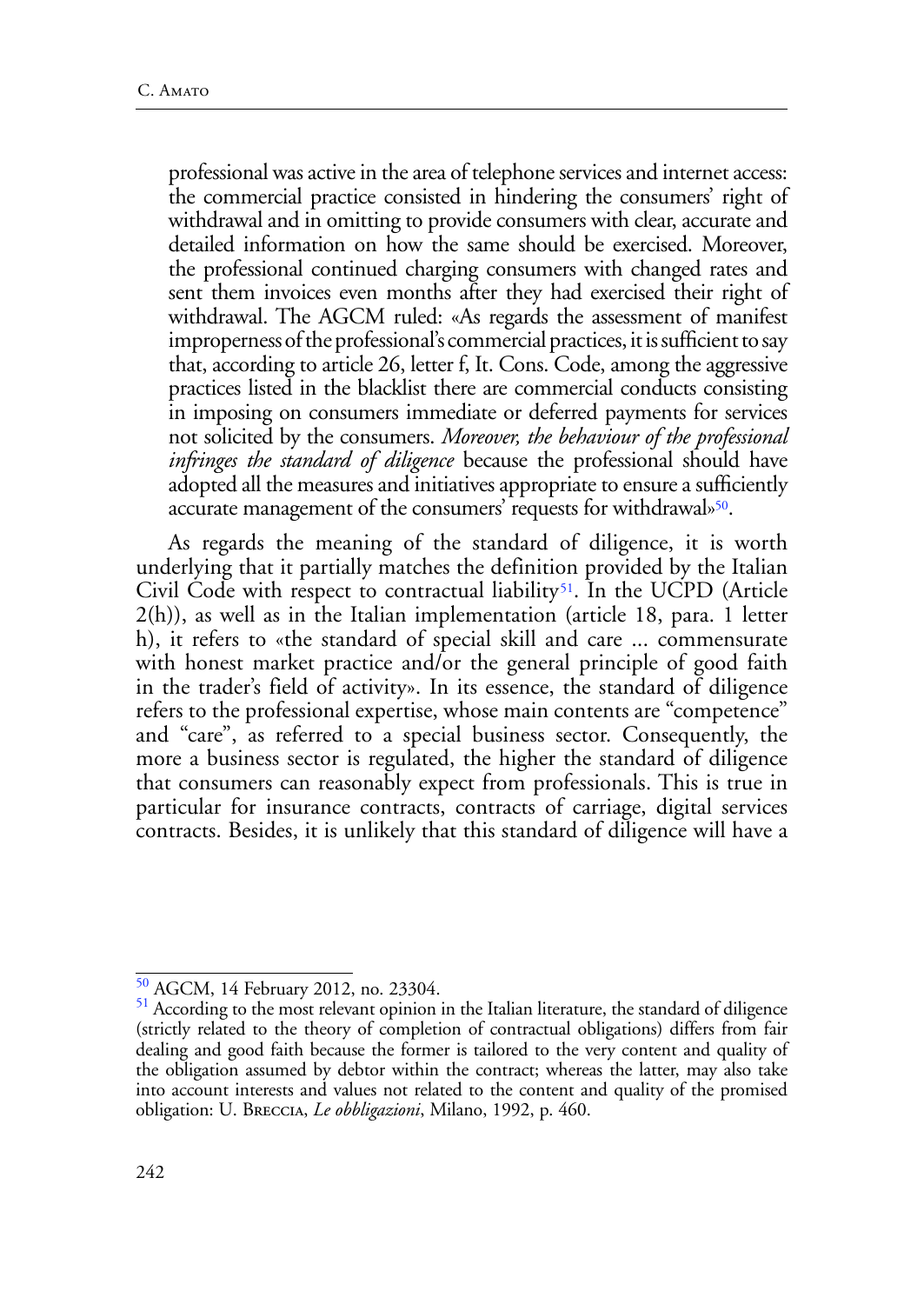professional was active in the area of telephone services and internet access: the commercial practice consisted in hindering the consumers' right of withdrawal and in omitting to provide consumers with clear, accurate and detailed information on how the same should be exercised. Moreover, the professional continued charging consumers with changed rates and sent them invoices even months after they had exercised their right of withdrawal. The AGCM ruled: «As regards the assessment of manifest improperness of the professional's commercial practices, it is sufficient to say that, according to article 26, letter f, It. Cons. Code, among the aggressive practices listed in the blacklist there are commercial conducts consisting in imposing on consumers immediate or deferred payments for services not solicited by the consumers. *Moreover, the behaviour of the professional infringes the standard of diligence* because the professional should have adopted all the measures and initiatives appropriate to ensure a sufficiently accurate management of the consumers' requests for withdrawal»[50].

As regards the meaning of the standard of diligence, it is worth underlying that it partially matches the definition provided by the Italian Civil Code with respect to contractual liability[51]. In the UCPD (Article 2(h)), as well as in the Italian implementation (article 18, para. 1 letter h), it refers to «the standard of special skill and care ... commensurate with honest market practice and/or the general principle of good faith in the trader's field of activity». In its essence, the standard of diligence refers to the professional expertise, whose main contents are "competence" and "care", as referred to a special business sector. Consequently, the more a business sector is regulated, the higher the standard of diligence that consumers can reasonably expect from professionals. This is true in particular for insurance contracts, contracts of carriage, digital services contracts. Besides, it is unlikely that this standard of diligence will have a

---

[50] AGCM, 14 February 2012, no. 23304.

[51] According to the most relevant opinion in the Italian literature, the standard of diligence (strictly related to the theory of completion of contractual obligations) differs from fair dealing and good faith because the former is tailored to the very content and quality of the obligation assumed by debtor within the contract; whereas the latter, may also take into account interests and values not related to the content and quality of the promised obligation: U. Breccia, *Le obbligazioni*, Milano, 1992, p. 460.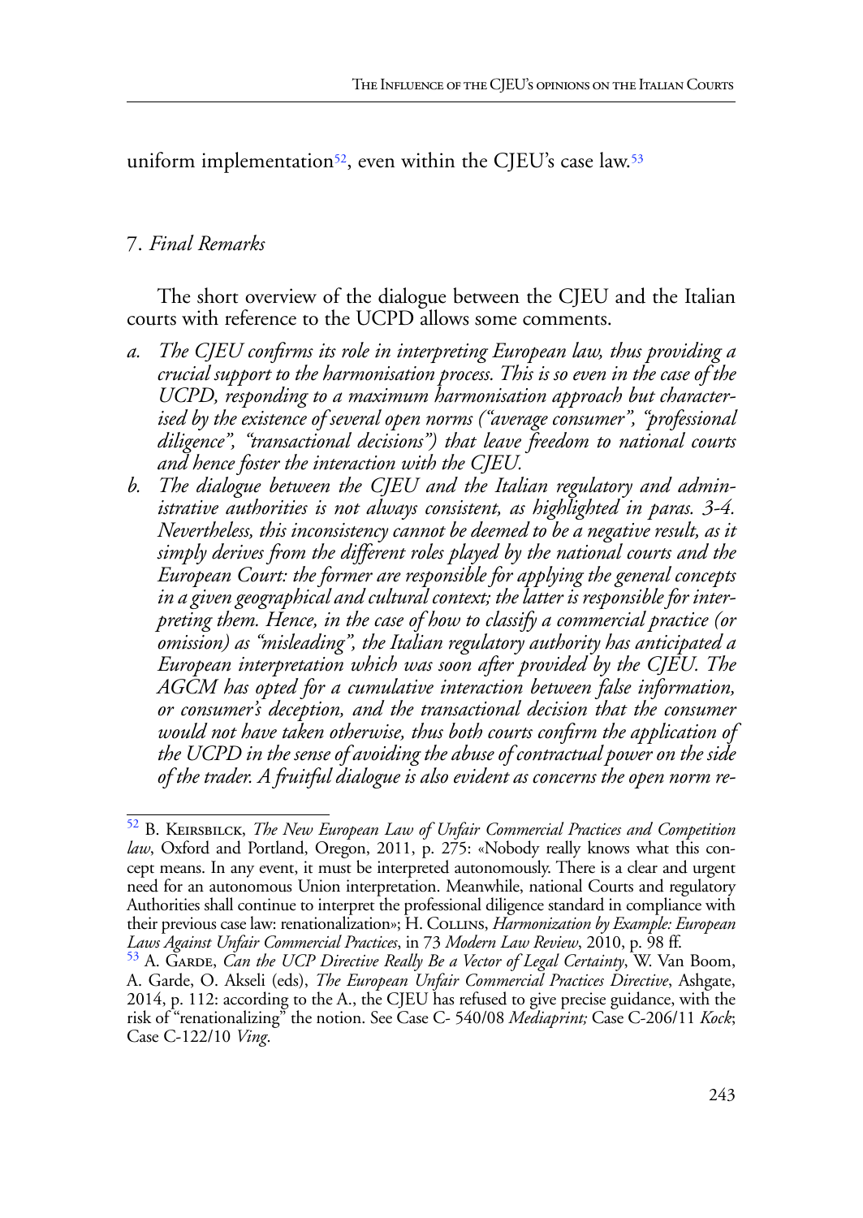uniform implementation[52], even within the CJEU's case law.[53]

## 7. *Final Remarks*

The short overview of the dialogue between the CJEU and the Italian courts with reference to the UCPD allows some comments.

*a. The CJEU confirms its role in interpreting European law, thus providing a crucial support to the harmonisation process. This is so even in the case of the UCPD, responding to a maximum harmonisation approach but characterised by the existence of several open norms ("average consumer", "professional diligence", "transactional decisions") that leave freedom to national courts and hence foster the interaction with the CJEU.*

*b. The dialogue between the CJEU and the Italian regulatory and administrative authorities is not always consistent, as highlighted in paras. 3-4. Nevertheless, this inconsistency cannot be deemed to be a negative result, as it simply derives from the different roles played by the national courts and the European Court: the former are responsible for applying the general concepts in a given geographical and cultural context; the latter is responsible for interpreting them. Hence, in the case of how to classify a commercial practice (or omission) as "misleading", the Italian regulatory authority has anticipated a European interpretation which was soon after provided by the CJEU. The AGCM has opted for a cumulative interaction between false information, or consumer's deception, and the transactional decision that the consumer would not have taken otherwise, thus both courts confirm the application of the UCPD in the sense of avoiding the abuse of contractual power on the side of the trader. A fruitful dialogue is also evident as concerns the open norm re-*

---

[52] B. Keirsbilck, *The New European Law of Unfair Commercial Practices and Competition law*, Oxford and Portland, Oregon, 2011, p. 275: «Nobody really knows what this concept means. In any event, it must be interpreted autonomously. There is a clear and urgent need for an autonomous Union interpretation. Meanwhile, national Courts and regulatory Authorities shall continue to interpret the professional diligence standard in compliance with their previous case law: renationalization»; H. Collins, *Harmonization by Example: European Laws Against Unfair Commercial Practices*, in 73 *Modern Law Review*, 2010, p. 98 ff.

[53] A. Garde, *Can the UCP Directive Really Be a Vector of Legal Certainty*, W. Van Boom, A. Garde, O. Akseli (eds), *The European Unfair Commercial Practices Directive*, Ashgate, 2014, p. 112: according to the A., the CJEU has refused to give precise guidance, with the risk of "renationalizing" the notion. See Case C- 540/08 *Mediaprint;* Case C-206/11 *Kock*; Case C-122/10 *Ving*.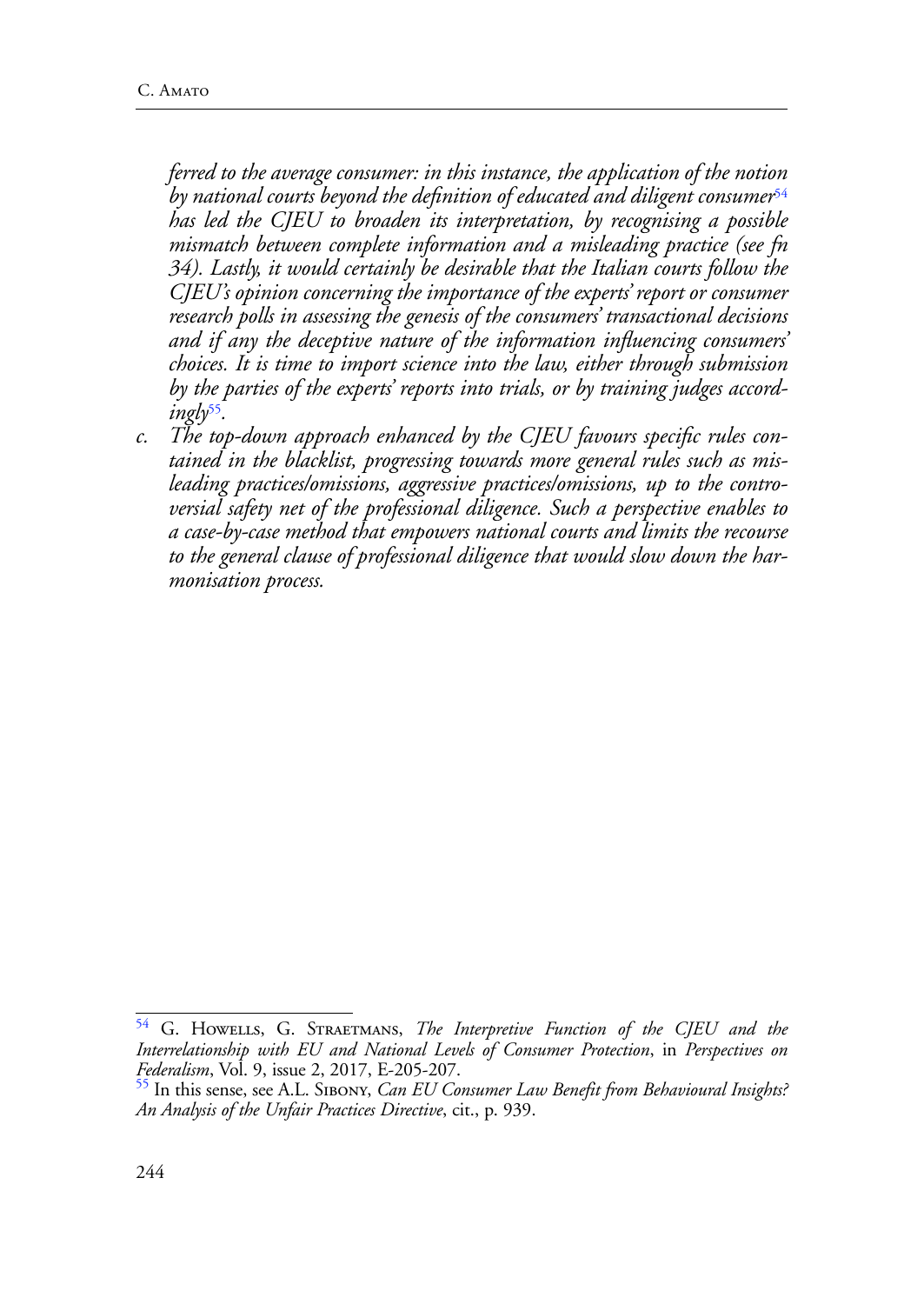*ferred to the average consumer: in this instance, the application of the notion by national courts beyond the definition of educated and diligent consumer*[54] *has led the CJEU to broaden its interpretation, by recognising a possible mismatch between complete information and a misleading practice (see fn 34). Lastly, it would certainly be desirable that the Italian courts follow the CJEU's opinion concerning the importance of the experts' report or consumer research polls in assessing the genesis of the consumers' transactional decisions and if any the deceptive nature of the information influencing consumers' choices. It is time to import science into the law, either through submission by the parties of the experts' reports into trials, or by training judges accordingly*[55].

c. *The top-down approach enhanced by the CJEU favours specific rules contained in the blacklist, progressing towards more general rules such as misleading practices/omissions, aggressive practices/omissions, up to the controversial safety net of the professional diligence. Such a perspective enables to a case-by-case method that empowers national courts and limits the recourse to the general clause of professional diligence that would slow down the harmonisation process.*

---

[54] G. Howells, G. Straetmans, *The Interpretive Function of the CJEU and the Interrelationship with EU and National Levels of Consumer Protection*, in *Perspectives on Federalism*, Vol. 9, issue 2, 2017, E-205-207.

[55] In this sense, see A.L. Sibony, *Can EU Consumer Law Benefit from Behavioural Insights? An Analysis of the Unfair Practices Directive*, cit., p. 939.